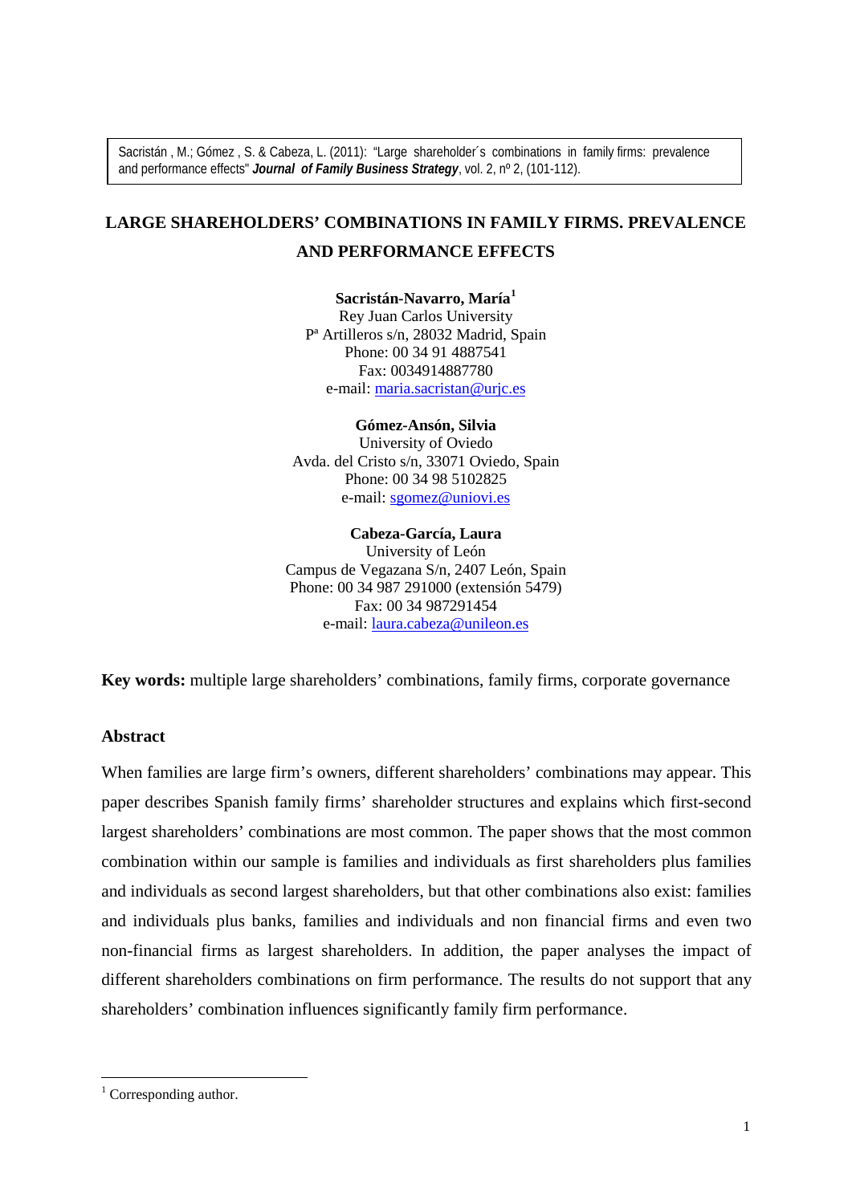Sacristán , M.; Gómez , S. & Cabeza, L. (2011): "Large shareholder´s combinations in family firms: prevalence and performance effects" ***Journal of Family Business Strategy***, vol. 2, nº 2, (101-112).

# LARGE SHAREHOLDERS' COMBINATIONS IN FAMILY FIRMS. PREVALENCE AND PERFORMANCE EFFECTS

**Sacristán-Navarro, María**[1]
Rey Juan Carlos University
Pª Artilleros s/n, 28032 Madrid, Spain
Phone: 00 34 91 4887541
Fax: 0034914887780
e-mail: maria.sacristan@urjc.es

**Gómez-Ansón, Silvia**
University of Oviedo
Avda. del Cristo s/n, 33071 Oviedo, Spain
Phone: 00 34 98 5102825
e-mail: sgomez@uniovi.es

**Cabeza-García, Laura**
University of León
Campus de Vegazana S/n, 2407 León, Spain
Phone: 00 34 987 291000 (extensión 5479)
Fax: 00 34 987291454
e-mail: laura.cabeza@unileon.es

**Key words:** multiple large shareholders' combinations, family firms, corporate governance

## Abstract

When families are large firm's owners, different shareholders' combinations may appear. This paper describes Spanish family firms' shareholder structures and explains which first-second largest shareholders' combinations are most common. The paper shows that the most common combination within our sample is families and individuals as first shareholders plus families and individuals as second largest shareholders, but that other combinations also exist: families and individuals plus banks, families and individuals and non financial firms and even two non-financial firms as largest shareholders. In addition, the paper analyses the impact of different shareholders combinations on firm performance. The results do not support that any shareholders' combination influences significantly family firm performance.

[1] Corresponding author.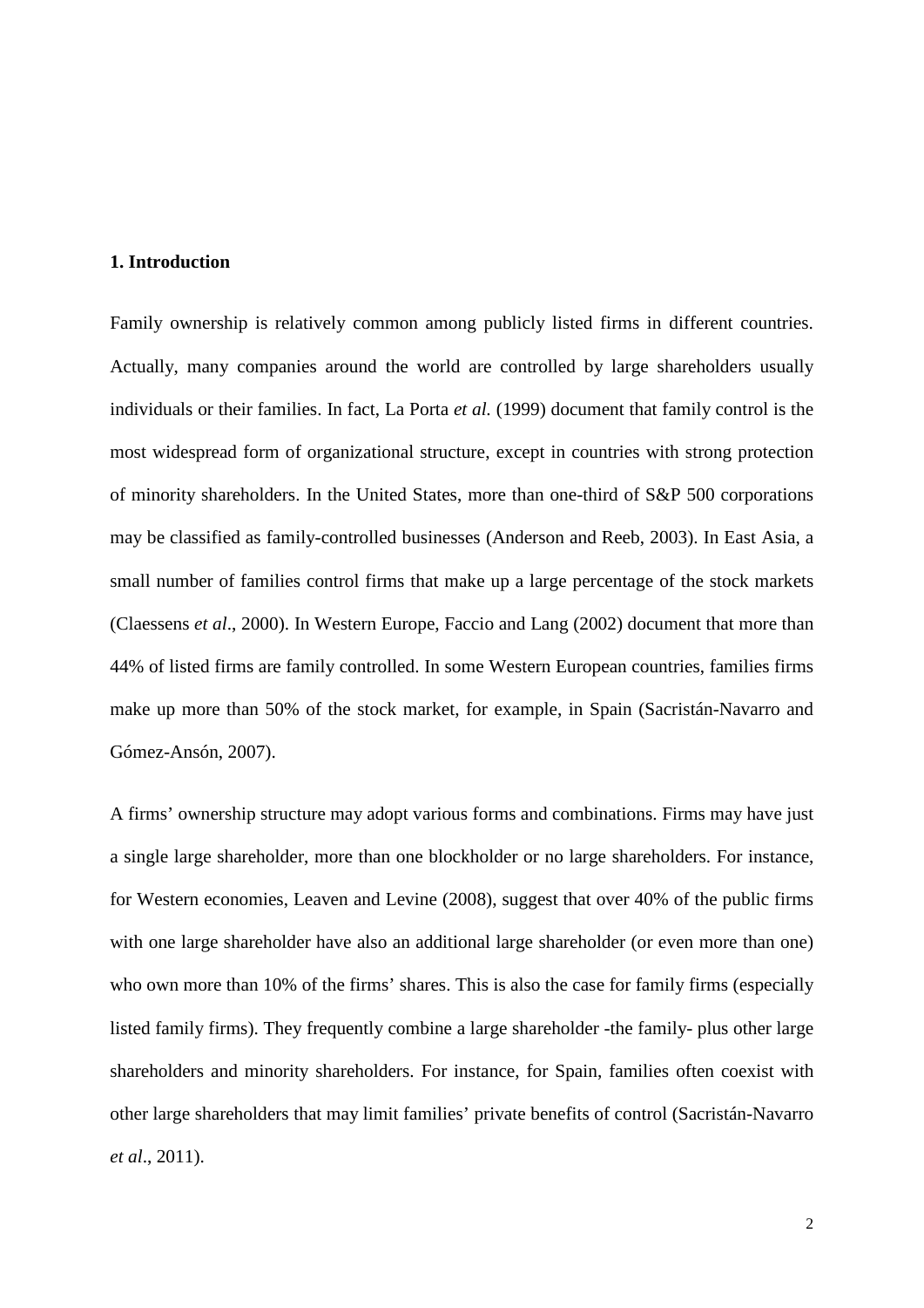## 1. Introduction

Family ownership is relatively common among publicly listed firms in different countries. Actually, many companies around the world are controlled by large shareholders usually individuals or their families. In fact, La Porta *et al.* (1999) document that family control is the most widespread form of organizational structure, except in countries with strong protection of minority shareholders. In the United States, more than one-third of S&P 500 corporations may be classified as family-controlled businesses (Anderson and Reeb, 2003). In East Asia, a small number of families control firms that make up a large percentage of the stock markets (Claessens *et al*., 2000). In Western Europe, Faccio and Lang (2002) document that more than 44% of listed firms are family controlled. In some Western European countries, families firms make up more than 50% of the stock market, for example, in Spain (Sacristán-Navarro and Gómez-Ansón, 2007).

A firms' ownership structure may adopt various forms and combinations. Firms may have just a single large shareholder, more than one blockholder or no large shareholders. For instance, for Western economies, Leaven and Levine (2008), suggest that over 40% of the public firms with one large shareholder have also an additional large shareholder (or even more than one) who own more than 10% of the firms' shares. This is also the case for family firms (especially listed family firms). They frequently combine a large shareholder -the family- plus other large shareholders and minority shareholders. For instance, for Spain, families often coexist with other large shareholders that may limit families' private benefits of control (Sacristán-Navarro *et al*., 2011).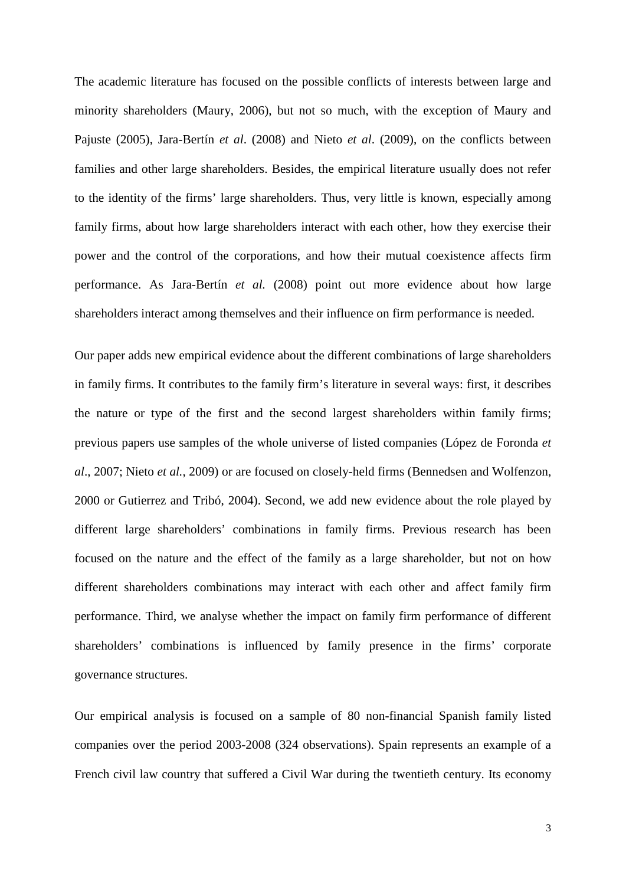The academic literature has focused on the possible conflicts of interests between large and minority shareholders (Maury, 2006), but not so much, with the exception of Maury and Pajuste (2005), Jara-Bertín *et al*. (2008) and Nieto *et al*. (2009), on the conflicts between families and other large shareholders. Besides, the empirical literature usually does not refer to the identity of the firms' large shareholders. Thus, very little is known, especially among family firms, about how large shareholders interact with each other, how they exercise their power and the control of the corporations, and how their mutual coexistence affects firm performance. As Jara-Bertín *et al.* (2008) point out more evidence about how large shareholders interact among themselves and their influence on firm performance is needed.

Our paper adds new empirical evidence about the different combinations of large shareholders in family firms. It contributes to the family firm's literature in several ways: first, it describes the nature or type of the first and the second largest shareholders within family firms; previous papers use samples of the whole universe of listed companies (López de Foronda *et al*., 2007; Nieto *et al.*, 2009) or are focused on closely-held firms (Bennedsen and Wolfenzon, 2000 or Gutierrez and Tribó, 2004). Second, we add new evidence about the role played by different large shareholders' combinations in family firms. Previous research has been focused on the nature and the effect of the family as a large shareholder, but not on how different shareholders combinations may interact with each other and affect family firm performance. Third, we analyse whether the impact on family firm performance of different shareholders' combinations is influenced by family presence in the firms' corporate governance structures.

Our empirical analysis is focused on a sample of 80 non-financial Spanish family listed companies over the period 2003-2008 (324 observations). Spain represents an example of a French civil law country that suffered a Civil War during the twentieth century. Its economy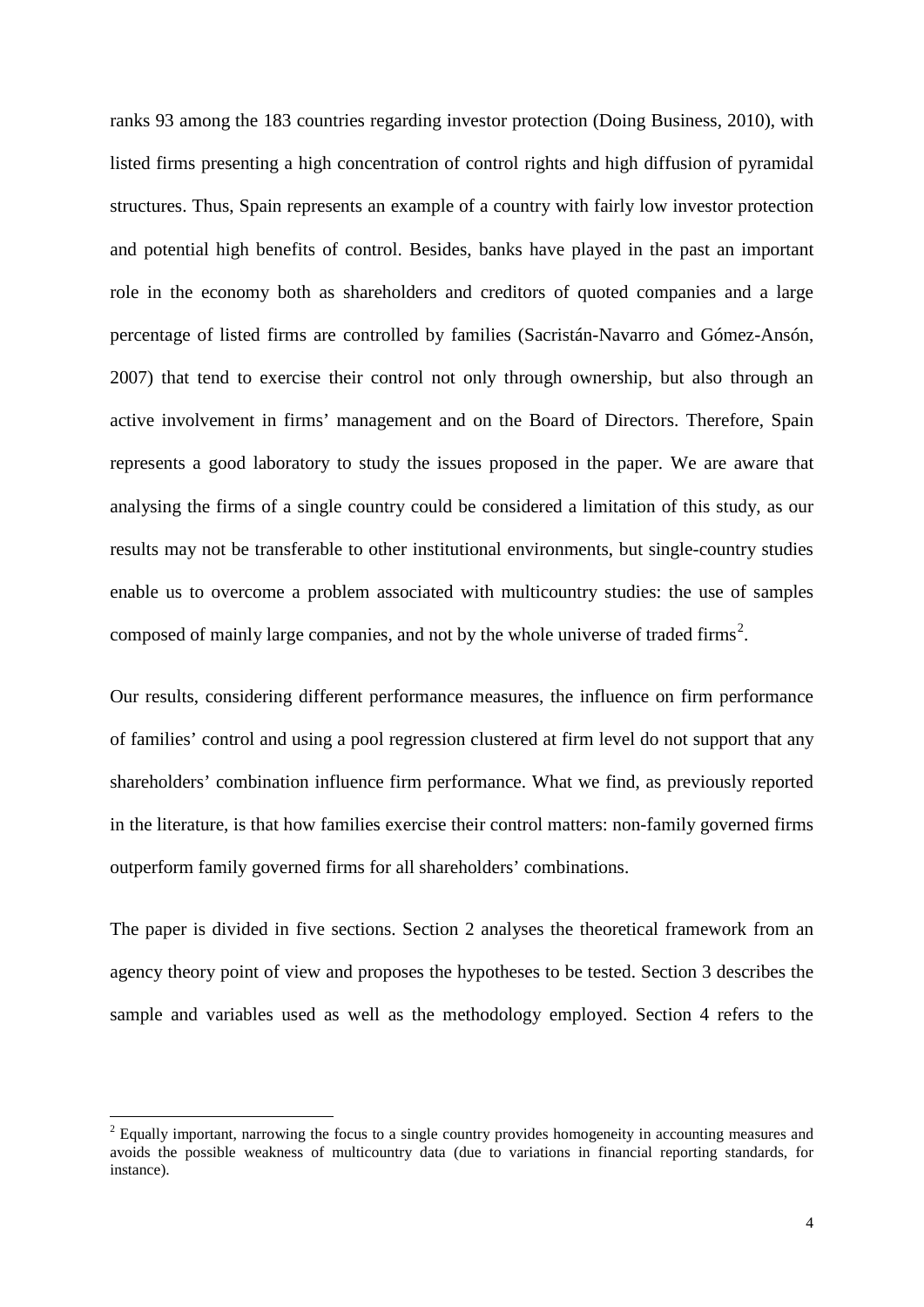ranks 93 among the 183 countries regarding investor protection (Doing Business, 2010), with listed firms presenting a high concentration of control rights and high diffusion of pyramidal structures. Thus, Spain represents an example of a country with fairly low investor protection and potential high benefits of control. Besides, banks have played in the past an important role in the economy both as shareholders and creditors of quoted companies and a large percentage of listed firms are controlled by families (Sacristán-Navarro and Gómez-Ansón, 2007) that tend to exercise their control not only through ownership, but also through an active involvement in firms' management and on the Board of Directors. Therefore, Spain represents a good laboratory to study the issues proposed in the paper. We are aware that analysing the firms of a single country could be considered a limitation of this study, as our results may not be transferable to other institutional environments, but single-country studies enable us to overcome a problem associated with multicountry studies: the use of samples composed of mainly large companies, and not by the whole universe of traded firms[2].

Our results, considering different performance measures, the influence on firm performance of families' control and using a pool regression clustered at firm level do not support that any shareholders' combination influence firm performance. What we find, as previously reported in the literature, is that how families exercise their control matters: non-family governed firms outperform family governed firms for all shareholders' combinations.

The paper is divided in five sections. Section 2 analyses the theoretical framework from an agency theory point of view and proposes the hypotheses to be tested. Section 3 describes the sample and variables used as well as the methodology employed. Section 4 refers to the

[2] Equally important, narrowing the focus to a single country provides homogeneity in accounting measures and avoids the possible weakness of multicountry data (due to variations in financial reporting standards, for instance).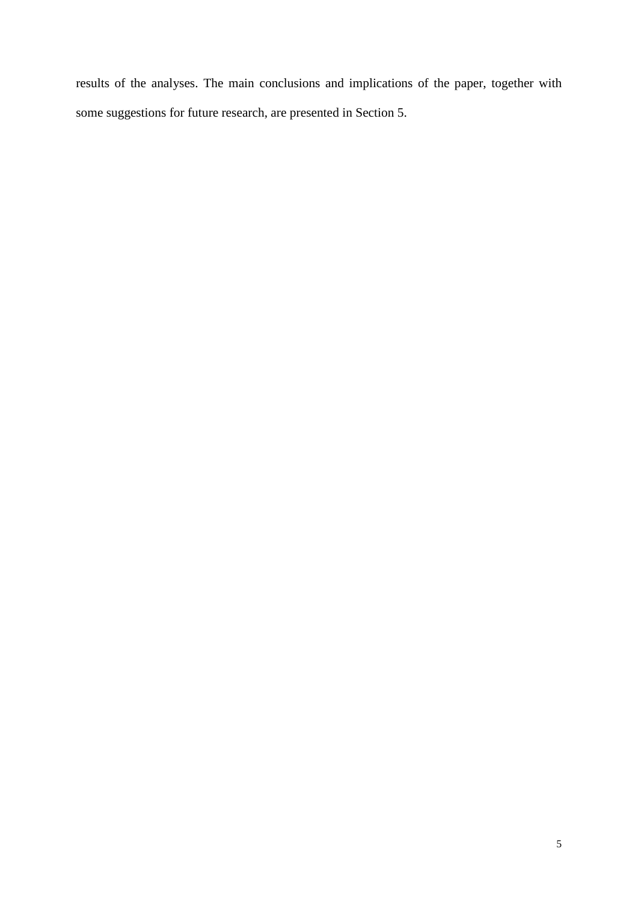results of the analyses. The main conclusions and implications of the paper, together with some suggestions for future research, are presented in Section 5.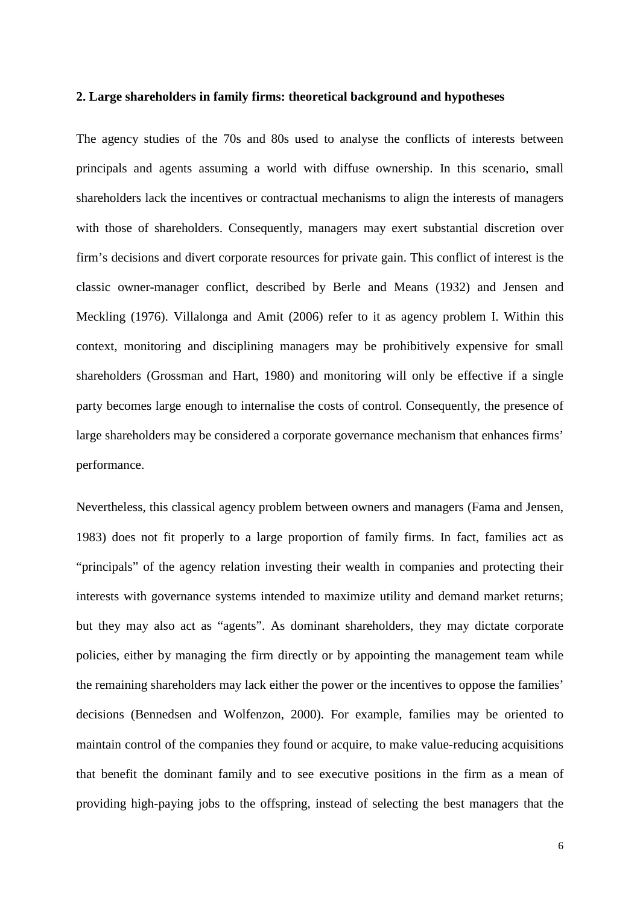## 2. Large shareholders in family firms: theoretical background and hypotheses

The agency studies of the 70s and 80s used to analyse the conflicts of interests between principals and agents assuming a world with diffuse ownership. In this scenario, small shareholders lack the incentives or contractual mechanisms to align the interests of managers with those of shareholders. Consequently, managers may exert substantial discretion over firm's decisions and divert corporate resources for private gain. This conflict of interest is the classic owner-manager conflict, described by Berle and Means (1932) and Jensen and Meckling (1976). Villalonga and Amit (2006) refer to it as agency problem I. Within this context, monitoring and disciplining managers may be prohibitively expensive for small shareholders (Grossman and Hart, 1980) and monitoring will only be effective if a single party becomes large enough to internalise the costs of control. Consequently, the presence of large shareholders may be considered a corporate governance mechanism that enhances firms' performance.

Nevertheless, this classical agency problem between owners and managers (Fama and Jensen, 1983) does not fit properly to a large proportion of family firms. In fact, families act as "principals" of the agency relation investing their wealth in companies and protecting their interests with governance systems intended to maximize utility and demand market returns; but they may also act as "agents". As dominant shareholders, they may dictate corporate policies, either by managing the firm directly or by appointing the management team while the remaining shareholders may lack either the power or the incentives to oppose the families' decisions (Bennedsen and Wolfenzon, 2000). For example, families may be oriented to maintain control of the companies they found or acquire, to make value-reducing acquisitions that benefit the dominant family and to see executive positions in the firm as a mean of providing high-paying jobs to the offspring, instead of selecting the best managers that the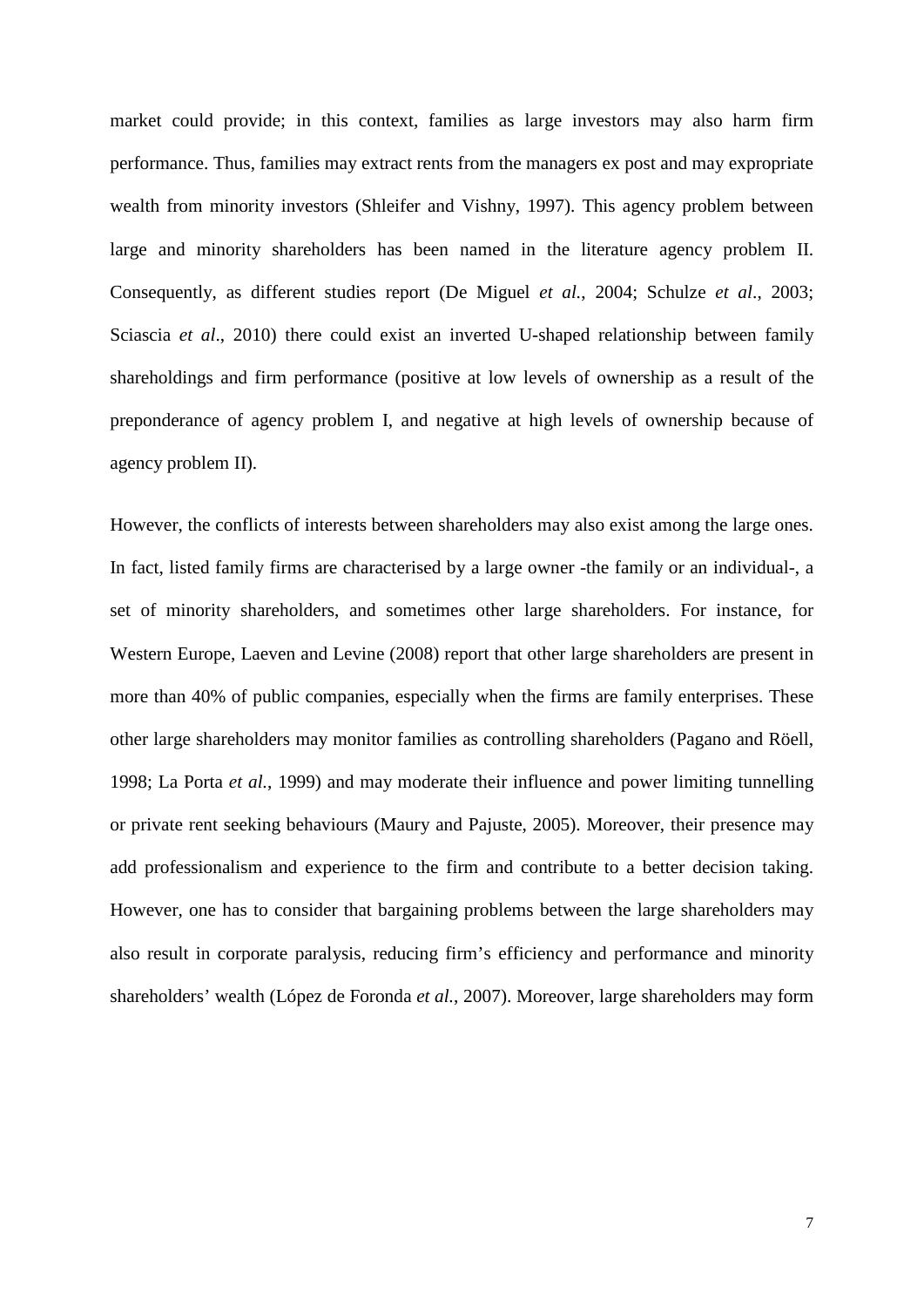market could provide; in this context, families as large investors may also harm firm performance. Thus, families may extract rents from the managers ex post and may expropriate wealth from minority investors (Shleifer and Vishny, 1997). This agency problem between large and minority shareholders has been named in the literature agency problem II. Consequently, as different studies report (De Miguel *et al.*, 2004; Schulze *et al*., 2003; Sciascia *et al*., 2010) there could exist an inverted U-shaped relationship between family shareholdings and firm performance (positive at low levels of ownership as a result of the preponderance of agency problem I, and negative at high levels of ownership because of agency problem II).

However, the conflicts of interests between shareholders may also exist among the large ones. In fact, listed family firms are characterised by a large owner -the family or an individual-, a set of minority shareholders, and sometimes other large shareholders. For instance, for Western Europe, Laeven and Levine (2008) report that other large shareholders are present in more than 40% of public companies, especially when the firms are family enterprises. These other large shareholders may monitor families as controlling shareholders (Pagano and Röell, 1998; La Porta *et al.*, 1999) and may moderate their influence and power limiting tunnelling or private rent seeking behaviours (Maury and Pajuste, 2005). Moreover, their presence may add professionalism and experience to the firm and contribute to a better decision taking. However, one has to consider that bargaining problems between the large shareholders may also result in corporate paralysis, reducing firm's efficiency and performance and minority shareholders' wealth (López de Foronda *et al.*, 2007). Moreover, large shareholders may form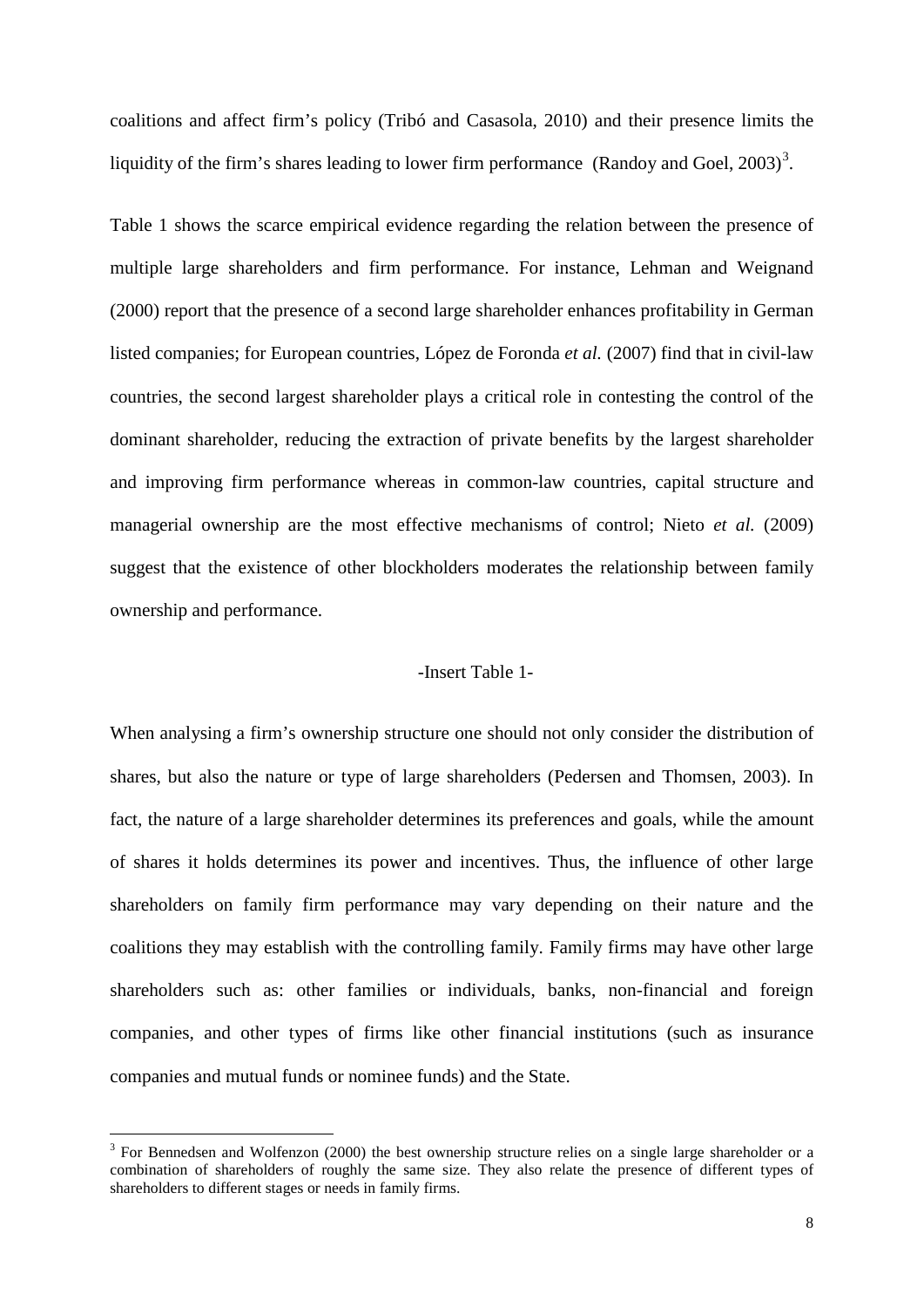coalitions and affect firm's policy (Tribó and Casasola, 2010) and their presence limits the liquidity of the firm's shares leading to lower firm performance (Randoy and Goel, 2003)[3].

Table 1 shows the scarce empirical evidence regarding the relation between the presence of multiple large shareholders and firm performance. For instance, Lehman and Weignand (2000) report that the presence of a second large shareholder enhances profitability in German listed companies; for European countries, López de Foronda *et al.* (2007) find that in civil-law countries, the second largest shareholder plays a critical role in contesting the control of the dominant shareholder, reducing the extraction of private benefits by the largest shareholder and improving firm performance whereas in common-law countries, capital structure and managerial ownership are the most effective mechanisms of control; Nieto *et al.* (2009) suggest that the existence of other blockholders moderates the relationship between family ownership and performance.

-Insert Table 1-

When analysing a firm's ownership structure one should not only consider the distribution of shares, but also the nature or type of large shareholders (Pedersen and Thomsen, 2003). In fact, the nature of a large shareholder determines its preferences and goals, while the amount of shares it holds determines its power and incentives. Thus, the influence of other large shareholders on family firm performance may vary depending on their nature and the coalitions they may establish with the controlling family. Family firms may have other large shareholders such as: other families or individuals, banks, non-financial and foreign companies, and other types of firms like other financial institutions (such as insurance companies and mutual funds or nominee funds) and the State.

[3] For Bennedsen and Wolfenzon (2000) the best ownership structure relies on a single large shareholder or a combination of shareholders of roughly the same size. They also relate the presence of different types of shareholders to different stages or needs in family firms.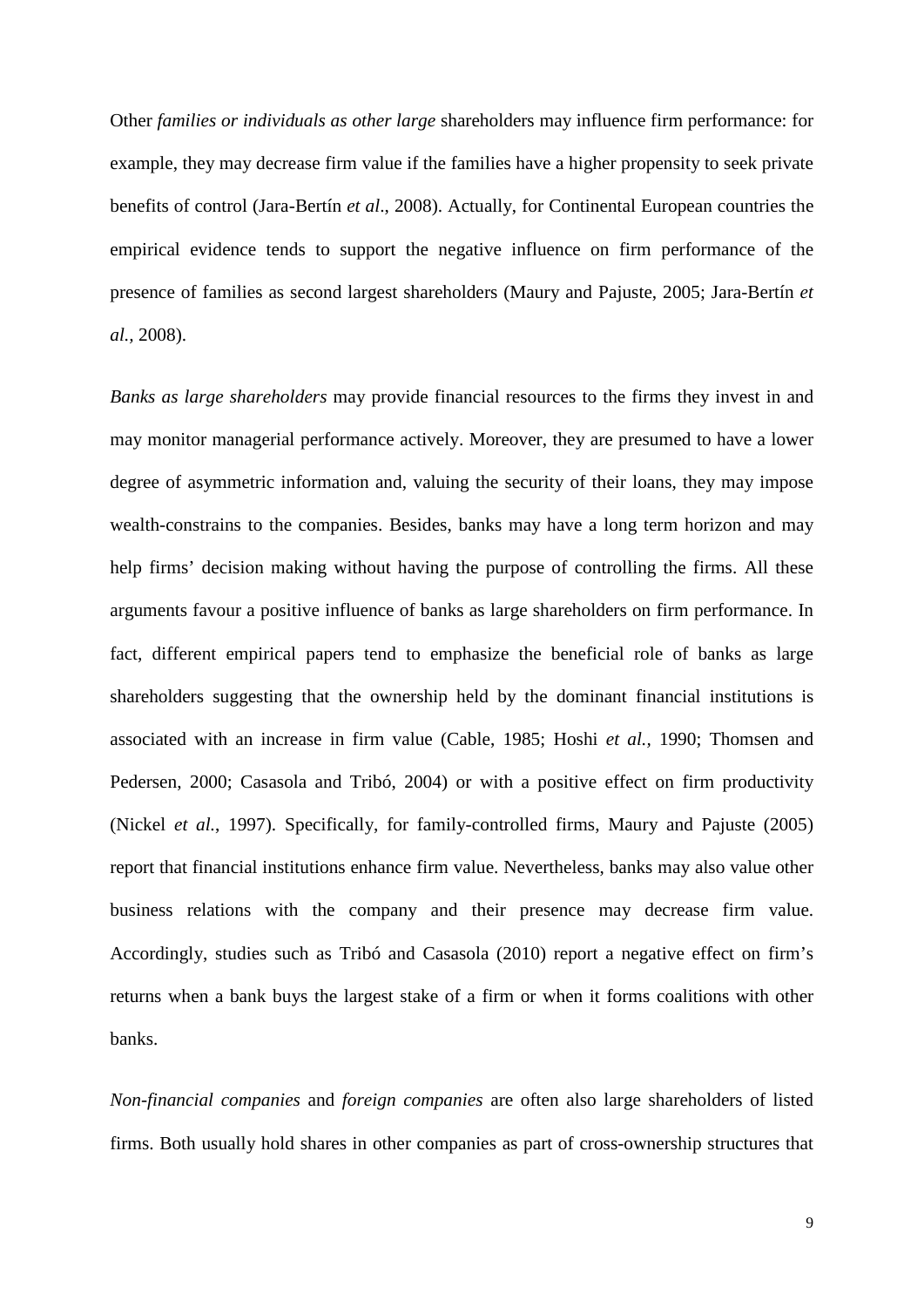Other *families or individuals as other large* shareholders may influence firm performance: for example, they may decrease firm value if the families have a higher propensity to seek private benefits of control (Jara-Bertín *et al*., 2008). Actually, for Continental European countries the empirical evidence tends to support the negative influence on firm performance of the presence of families as second largest shareholders (Maury and Pajuste, 2005; Jara-Bertín *et al.*, 2008).

*Banks as large shareholders* may provide financial resources to the firms they invest in and may monitor managerial performance actively. Moreover, they are presumed to have a lower degree of asymmetric information and, valuing the security of their loans, they may impose wealth-constrains to the companies. Besides, banks may have a long term horizon and may help firms' decision making without having the purpose of controlling the firms. All these arguments favour a positive influence of banks as large shareholders on firm performance. In fact, different empirical papers tend to emphasize the beneficial role of banks as large shareholders suggesting that the ownership held by the dominant financial institutions is associated with an increase in firm value (Cable, 1985; Hoshi *et al.*, 1990; Thomsen and Pedersen, 2000; Casasola and Tribó, 2004) or with a positive effect on firm productivity (Nickel *et al.*, 1997). Specifically, for family-controlled firms, Maury and Pajuste (2005) report that financial institutions enhance firm value. Nevertheless, banks may also value other business relations with the company and their presence may decrease firm value. Accordingly, studies such as Tribó and Casasola (2010) report a negative effect on firm's returns when a bank buys the largest stake of a firm or when it forms coalitions with other banks.

*Non-financial companies* and *foreign companies* are often also large shareholders of listed firms. Both usually hold shares in other companies as part of cross-ownership structures that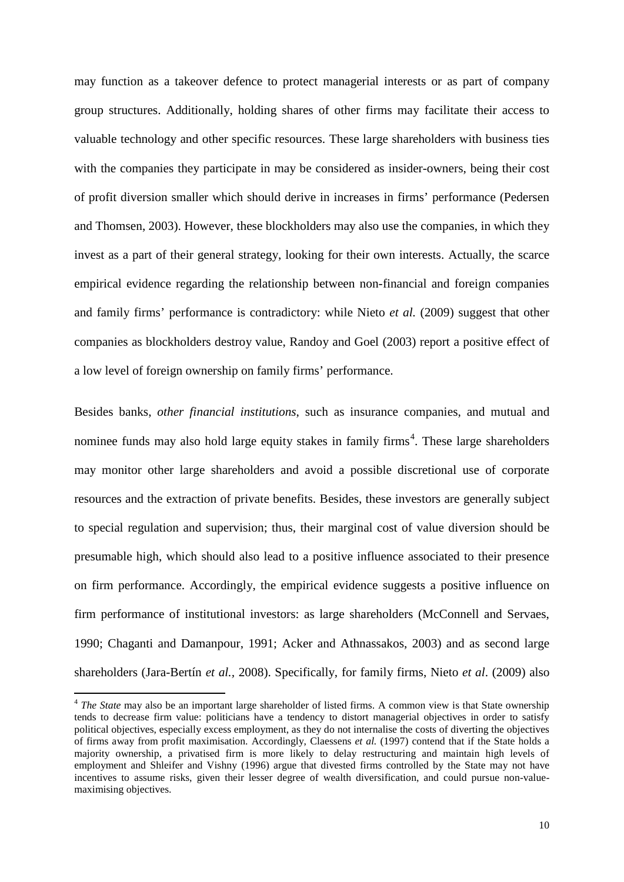may function as a takeover defence to protect managerial interests or as part of company group structures. Additionally, holding shares of other firms may facilitate their access to valuable technology and other specific resources. These large shareholders with business ties with the companies they participate in may be considered as insider-owners, being their cost of profit diversion smaller which should derive in increases in firms' performance (Pedersen and Thomsen, 2003). However, these blockholders may also use the companies, in which they invest as a part of their general strategy, looking for their own interests. Actually, the scarce empirical evidence regarding the relationship between non-financial and foreign companies and family firms' performance is contradictory: while Nieto *et al.* (2009) suggest that other companies as blockholders destroy value, Randoy and Goel (2003) report a positive effect of a low level of foreign ownership on family firms' performance.

Besides banks, *other financial institutions*, such as insurance companies, and mutual and nominee funds may also hold large equity stakes in family firms[4]. These large shareholders may monitor other large shareholders and avoid a possible discretional use of corporate resources and the extraction of private benefits. Besides, these investors are generally subject to special regulation and supervision; thus, their marginal cost of value diversion should be presumable high, which should also lead to a positive influence associated to their presence on firm performance. Accordingly, the empirical evidence suggests a positive influence on firm performance of institutional investors: as large shareholders (McConnell and Servaes, 1990; Chaganti and Damanpour, 1991; Acker and Athnassakos, 2003) and as second large shareholders (Jara-Bertín *et al.*, 2008). Specifically, for family firms, Nieto *et al*. (2009) also

[4] *The State* may also be an important large shareholder of listed firms. A common view is that State ownership tends to decrease firm value: politicians have a tendency to distort managerial objectives in order to satisfy political objectives, especially excess employment, as they do not internalise the costs of diverting the objectives of firms away from profit maximisation. Accordingly, Claessens *et al.* (1997) contend that if the State holds a majority ownership, a privatised firm is more likely to delay restructuring and maintain high levels of employment and Shleifer and Vishny (1996) argue that divested firms controlled by the State may not have incentives to assume risks, given their lesser degree of wealth diversification, and could pursue non-value-maximising objectives.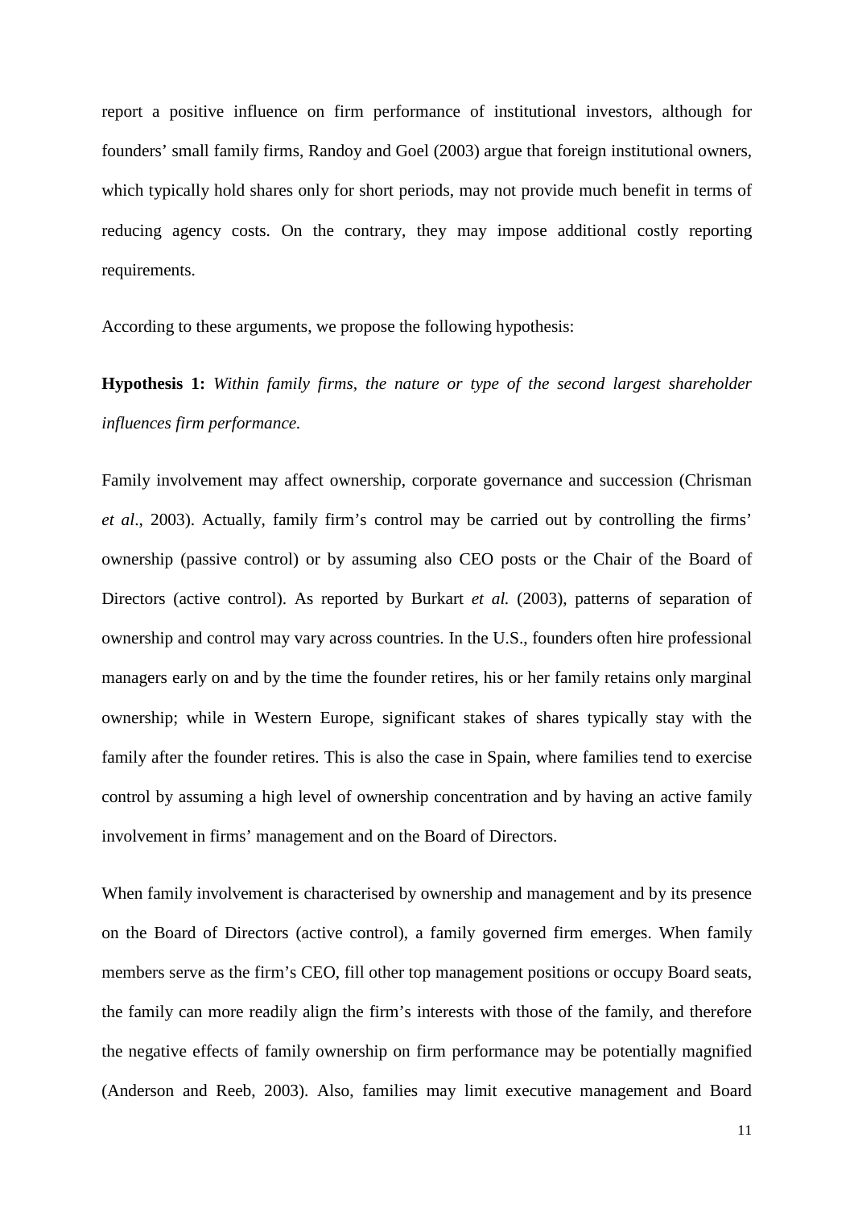report a positive influence on firm performance of institutional investors, although for founders' small family firms, Randoy and Goel (2003) argue that foreign institutional owners, which typically hold shares only for short periods, may not provide much benefit in terms of reducing agency costs. On the contrary, they may impose additional costly reporting requirements.

According to these arguments, we propose the following hypothesis:

**Hypothesis 1:** *Within family firms, the nature or type of the second largest shareholder influences firm performance.*

Family involvement may affect ownership, corporate governance and succession (Chrisman *et al*., 2003). Actually, family firm's control may be carried out by controlling the firms' ownership (passive control) or by assuming also CEO posts or the Chair of the Board of Directors (active control). As reported by Burkart *et al.* (2003), patterns of separation of ownership and control may vary across countries. In the U.S., founders often hire professional managers early on and by the time the founder retires, his or her family retains only marginal ownership; while in Western Europe, significant stakes of shares typically stay with the family after the founder retires. This is also the case in Spain, where families tend to exercise control by assuming a high level of ownership concentration and by having an active family involvement in firms' management and on the Board of Directors.

When family involvement is characterised by ownership and management and by its presence on the Board of Directors (active control), a family governed firm emerges. When family members serve as the firm's CEO, fill other top management positions or occupy Board seats, the family can more readily align the firm's interests with those of the family, and therefore the negative effects of family ownership on firm performance may be potentially magnified (Anderson and Reeb, 2003). Also, families may limit executive management and Board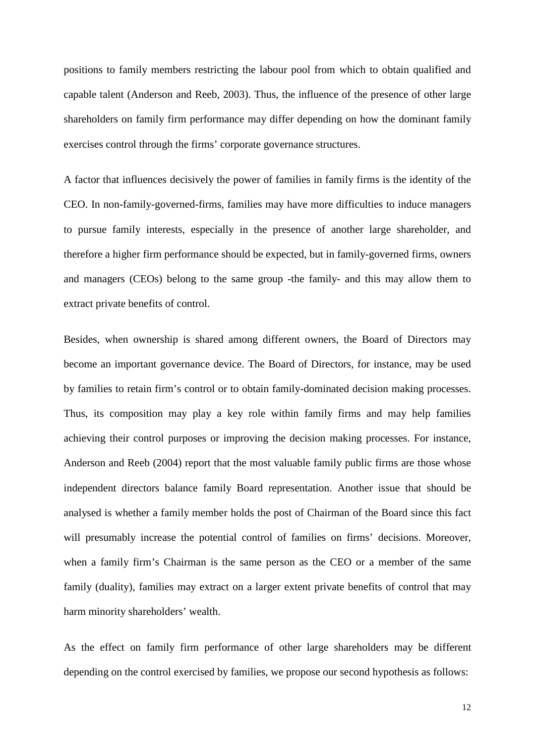positions to family members restricting the labour pool from which to obtain qualified and capable talent (Anderson and Reeb, 2003). Thus, the influence of the presence of other large shareholders on family firm performance may differ depending on how the dominant family exercises control through the firms' corporate governance structures.

A factor that influences decisively the power of families in family firms is the identity of the CEO. In non-family-governed-firms, families may have more difficulties to induce managers to pursue family interests, especially in the presence of another large shareholder, and therefore a higher firm performance should be expected, but in family-governed firms, owners and managers (CEOs) belong to the same group -the family- and this may allow them to extract private benefits of control.

Besides, when ownership is shared among different owners, the Board of Directors may become an important governance device. The Board of Directors, for instance, may be used by families to retain firm's control or to obtain family-dominated decision making processes. Thus, its composition may play a key role within family firms and may help families achieving their control purposes or improving the decision making processes. For instance, Anderson and Reeb (2004) report that the most valuable family public firms are those whose independent directors balance family Board representation. Another issue that should be analysed is whether a family member holds the post of Chairman of the Board since this fact will presumably increase the potential control of families on firms' decisions. Moreover, when a family firm's Chairman is the same person as the CEO or a member of the same family (duality), families may extract on a larger extent private benefits of control that may harm minority shareholders' wealth.

As the effect on family firm performance of other large shareholders may be different depending on the control exercised by families, we propose our second hypothesis as follows: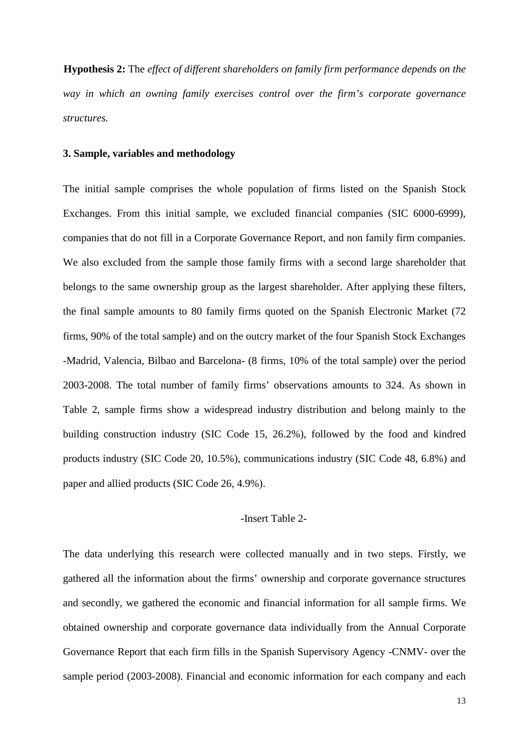**Hypothesis 2:** The *effect of different shareholders on family firm performance depends on the way in which an owning family exercises control over the firm's corporate governance structures.*

### 3. Sample, variables and methodology

The initial sample comprises the whole population of firms listed on the Spanish Stock Exchanges. From this initial sample, we excluded financial companies (SIC 6000-6999), companies that do not fill in a Corporate Governance Report, and non family firm companies. We also excluded from the sample those family firms with a second large shareholder that belongs to the same ownership group as the largest shareholder. After applying these filters, the final sample amounts to 80 family firms quoted on the Spanish Electronic Market (72 firms, 90% of the total sample) and on the outcry market of the four Spanish Stock Exchanges -Madrid, Valencia, Bilbao and Barcelona- (8 firms, 10% of the total sample) over the period 2003-2008. The total number of family firms' observations amounts to 324. As shown in Table 2, sample firms show a widespread industry distribution and belong mainly to the building construction industry (SIC Code 15, 26.2%), followed by the food and kindred products industry (SIC Code 20, 10.5%), communications industry (SIC Code 48, 6.8%) and paper and allied products (SIC Code 26, 4.9%).

-Insert Table 2-

The data underlying this research were collected manually and in two steps. Firstly, we gathered all the information about the firms' ownership and corporate governance structures and secondly, we gathered the economic and financial information for all sample firms. We obtained ownership and corporate governance data individually from the Annual Corporate Governance Report that each firm fills in the Spanish Supervisory Agency -CNMV- over the sample period (2003-2008). Financial and economic information for each company and each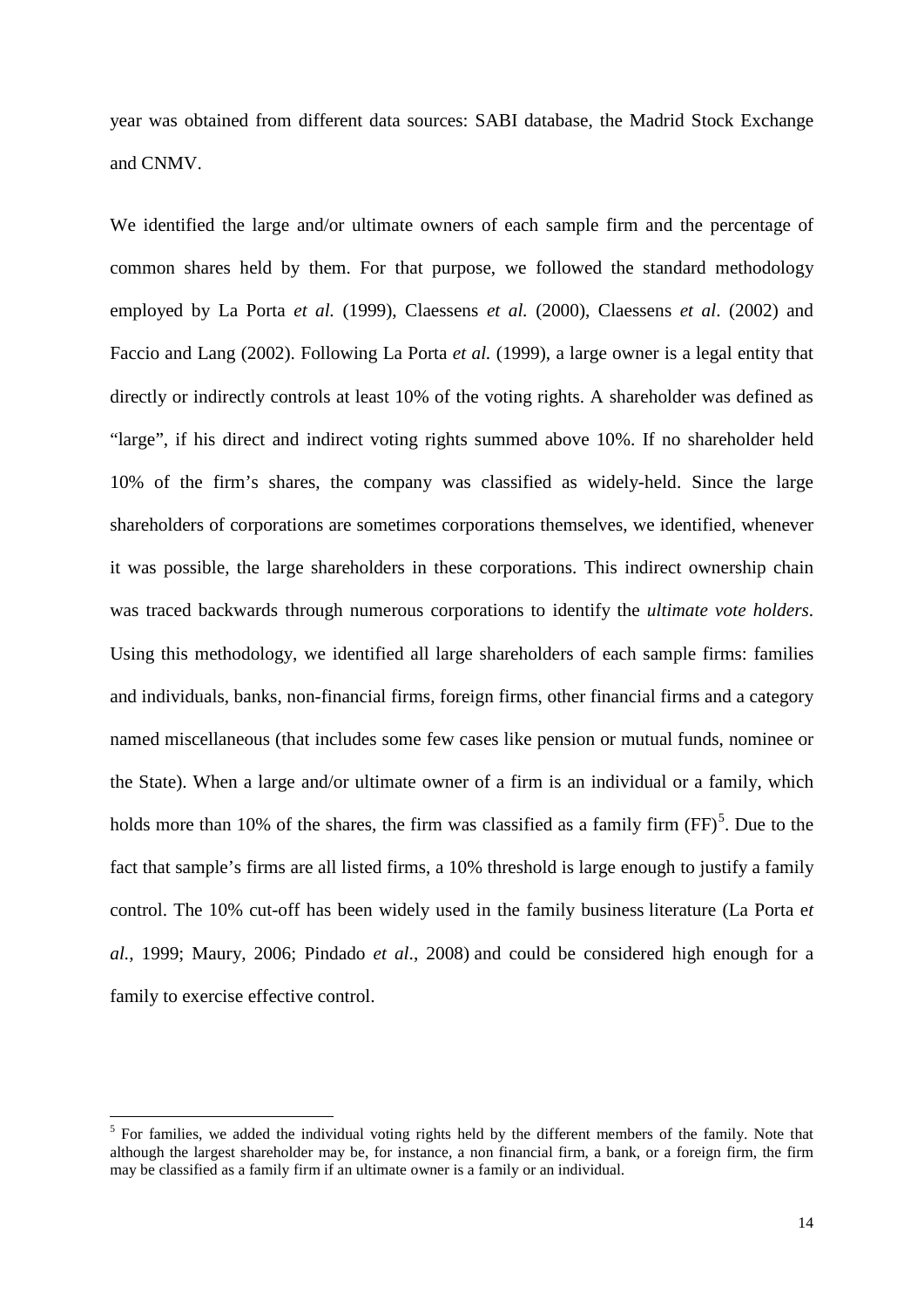year was obtained from different data sources: SABI database, the Madrid Stock Exchange and CNMV.

We identified the large and/or ultimate owners of each sample firm and the percentage of common shares held by them. For that purpose, we followed the standard methodology employed by La Porta *et al.* (1999), Claessens *et al.* (2000), Claessens *et al*. (2002) and Faccio and Lang (2002). Following La Porta *et al.* (1999), a large owner is a legal entity that directly or indirectly controls at least 10% of the voting rights. A shareholder was defined as "large", if his direct and indirect voting rights summed above 10%. If no shareholder held 10% of the firm's shares, the company was classified as widely-held. Since the large shareholders of corporations are sometimes corporations themselves, we identified, whenever it was possible, the large shareholders in these corporations. This indirect ownership chain was traced backwards through numerous corporations to identify the *ultimate vote holders*. Using this methodology, we identified all large shareholders of each sample firms: families and individuals, banks, non-financial firms, foreign firms, other financial firms and a category named miscellaneous (that includes some few cases like pension or mutual funds, nominee or the State). When a large and/or ultimate owner of a firm is an individual or a family, which holds more than 10% of the shares, the firm was classified as a family firm (FF)[5]. Due to the fact that sample's firms are all listed firms, a 10% threshold is large enough to justify a family control. The 10% cut-off has been widely used in the family business literature (La Porta e*t al.*, 1999; Maury, 2006; Pindado *et al*., 2008) and could be considered high enough for a family to exercise effective control.

[5] For families, we added the individual voting rights held by the different members of the family. Note that although the largest shareholder may be, for instance, a non financial firm, a bank, or a foreign firm, the firm may be classified as a family firm if an ultimate owner is a family or an individual.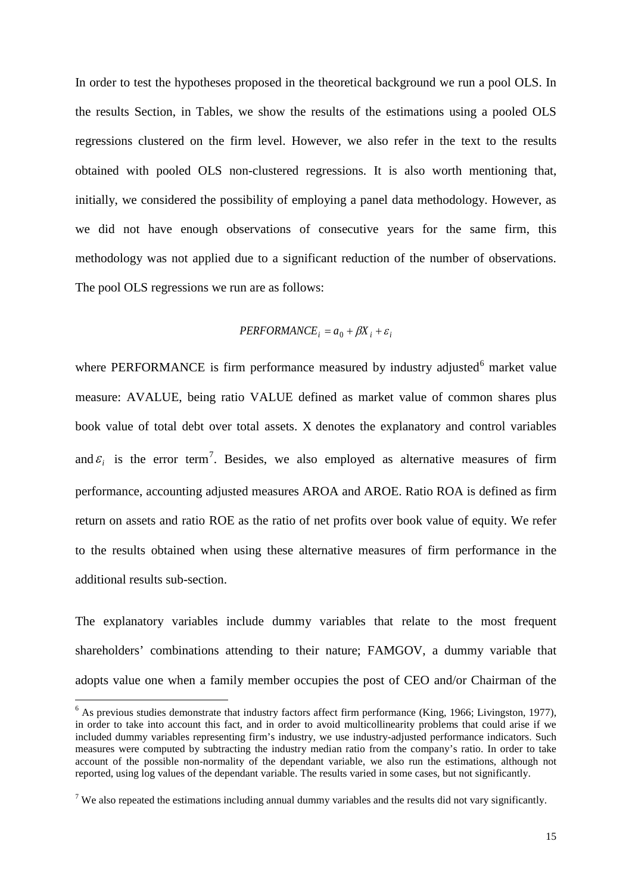In order to test the hypotheses proposed in the theoretical background we run a pool OLS. In the results Section, in Tables, we show the results of the estimations using a pooled OLS regressions clustered on the firm level. However, we also refer in the text to the results obtained with pooled OLS non-clustered regressions. It is also worth mentioning that, initially, we considered the possibility of employing a panel data methodology. However, as we did not have enough observations of consecutive years for the same firm, this methodology was not applied due to a significant reduction of the number of observations. The pool OLS regressions we run are as follows:

$$PERFORMANCE_i = a_0 + \beta X_i + \varepsilon_i$$

where PERFORMANCE is firm performance measured by industry adjusted[6] market value measure: AVALUE, being ratio VALUE defined as market value of common shares plus book value of total debt over total assets. X denotes the explanatory and control variables and $\varepsilon_i$ is the error term[7]. Besides, we also employed as alternative measures of firm performance, accounting adjusted measures AROA and AROE. Ratio ROA is defined as firm return on assets and ratio ROE as the ratio of net profits over book value of equity. We refer to the results obtained when using these alternative measures of firm performance in the additional results sub-section.

The explanatory variables include dummy variables that relate to the most frequent shareholders' combinations attending to their nature; FAMGOV, a dummy variable that adopts value one when a family member occupies the post of CEO and/or Chairman of the

[6] As previous studies demonstrate that industry factors affect firm performance (King, 1966; Livingston, 1977), in order to take into account this fact, and in order to avoid multicollinearity problems that could arise if we included dummy variables representing firm's industry, we use industry-adjusted performance indicators. Such measures were computed by subtracting the industry median ratio from the company's ratio. In order to take account of the possible non-normality of the dependant variable, we also run the estimations, although not reported, using log values of the dependant variable. The results varied in some cases, but not significantly.

[7] We also repeated the estimations including annual dummy variables and the results did not vary significantly.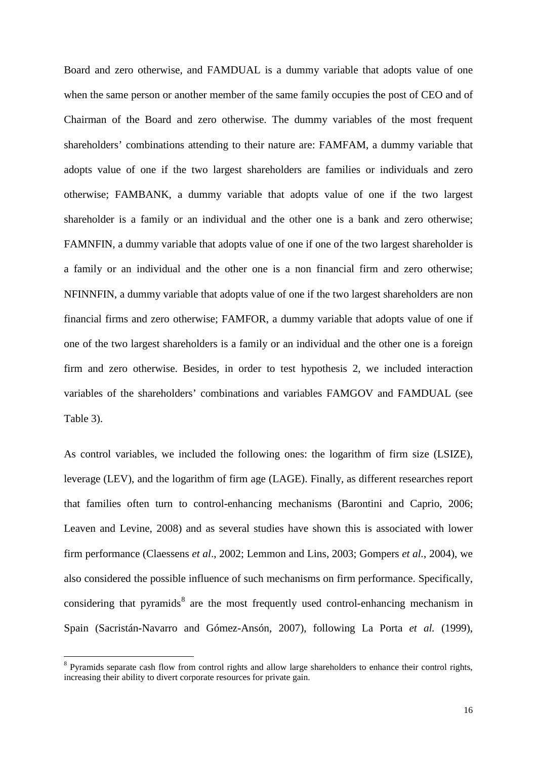Board and zero otherwise, and FAMDUAL is a dummy variable that adopts value of one when the same person or another member of the same family occupies the post of CEO and of Chairman of the Board and zero otherwise. The dummy variables of the most frequent shareholders' combinations attending to their nature are: FAMFAM, a dummy variable that adopts value of one if the two largest shareholders are families or individuals and zero otherwise; FAMBANK, a dummy variable that adopts value of one if the two largest shareholder is a family or an individual and the other one is a bank and zero otherwise; FAMNFIN, a dummy variable that adopts value of one if one of the two largest shareholder is a family or an individual and the other one is a non financial firm and zero otherwise; NFINNFIN, a dummy variable that adopts value of one if the two largest shareholders are non financial firms and zero otherwise; FAMFOR, a dummy variable that adopts value of one if one of the two largest shareholders is a family or an individual and the other one is a foreign firm and zero otherwise. Besides, in order to test hypothesis 2, we included interaction variables of the shareholders' combinations and variables FAMGOV and FAMDUAL (see Table 3).

As control variables, we included the following ones: the logarithm of firm size (LSIZE), leverage (LEV), and the logarithm of firm age (LAGE). Finally, as different researches report that families often turn to control-enhancing mechanisms (Barontini and Caprio, 2006; Leaven and Levine, 2008) and as several studies have shown this is associated with lower firm performance (Claessens *et al*., 2002; Lemmon and Lins, 2003; Gompers *et al.*, 2004), we also considered the possible influence of such mechanisms on firm performance. Specifically, considering that pyramids[8] are the most frequently used control-enhancing mechanism in Spain (Sacristán-Navarro and Gómez-Ansón, 2007), following La Porta *et al.* (1999),

[8] Pyramids separate cash flow from control rights and allow large shareholders to enhance their control rights, increasing their ability to divert corporate resources for private gain.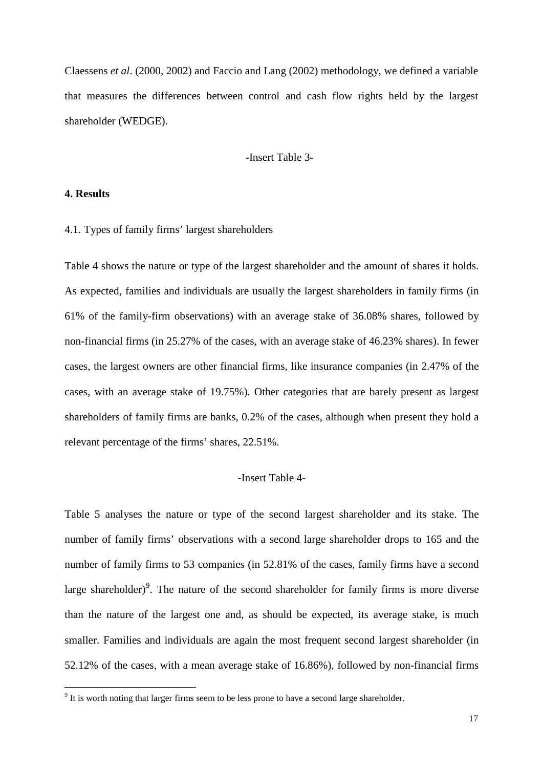Claessens *et al*. (2000, 2002) and Faccio and Lang (2002) methodology, we defined a variable that measures the differences between control and cash flow rights held by the largest shareholder (WEDGE).

-Insert Table 3-

**4. Results**

4.1. Types of family firms' largest shareholders

Table 4 shows the nature or type of the largest shareholder and the amount of shares it holds. As expected, families and individuals are usually the largest shareholders in family firms (in 61% of the family-firm observations) with an average stake of 36.08% shares, followed by non-financial firms (in 25.27% of the cases, with an average stake of 46.23% shares). In fewer cases, the largest owners are other financial firms, like insurance companies (in 2.47% of the cases, with an average stake of 19.75%). Other categories that are barely present as largest shareholders of family firms are banks, 0.2% of the cases, although when present they hold a relevant percentage of the firms' shares, 22.51%.

-Insert Table 4-

Table 5 analyses the nature or type of the second largest shareholder and its stake. The number of family firms' observations with a second large shareholder drops to 165 and the number of family firms to 53 companies (in 52.81% of the cases, family firms have a second large shareholder)[9]. The nature of the second shareholder for family firms is more diverse than the nature of the largest one and, as should be expected, its average stake, is much smaller. Families and individuals are again the most frequent second largest shareholder (in 52.12% of the cases, with a mean average stake of 16.86%), followed by non-financial firms

[9] It is worth noting that larger firms seem to be less prone to have a second large shareholder.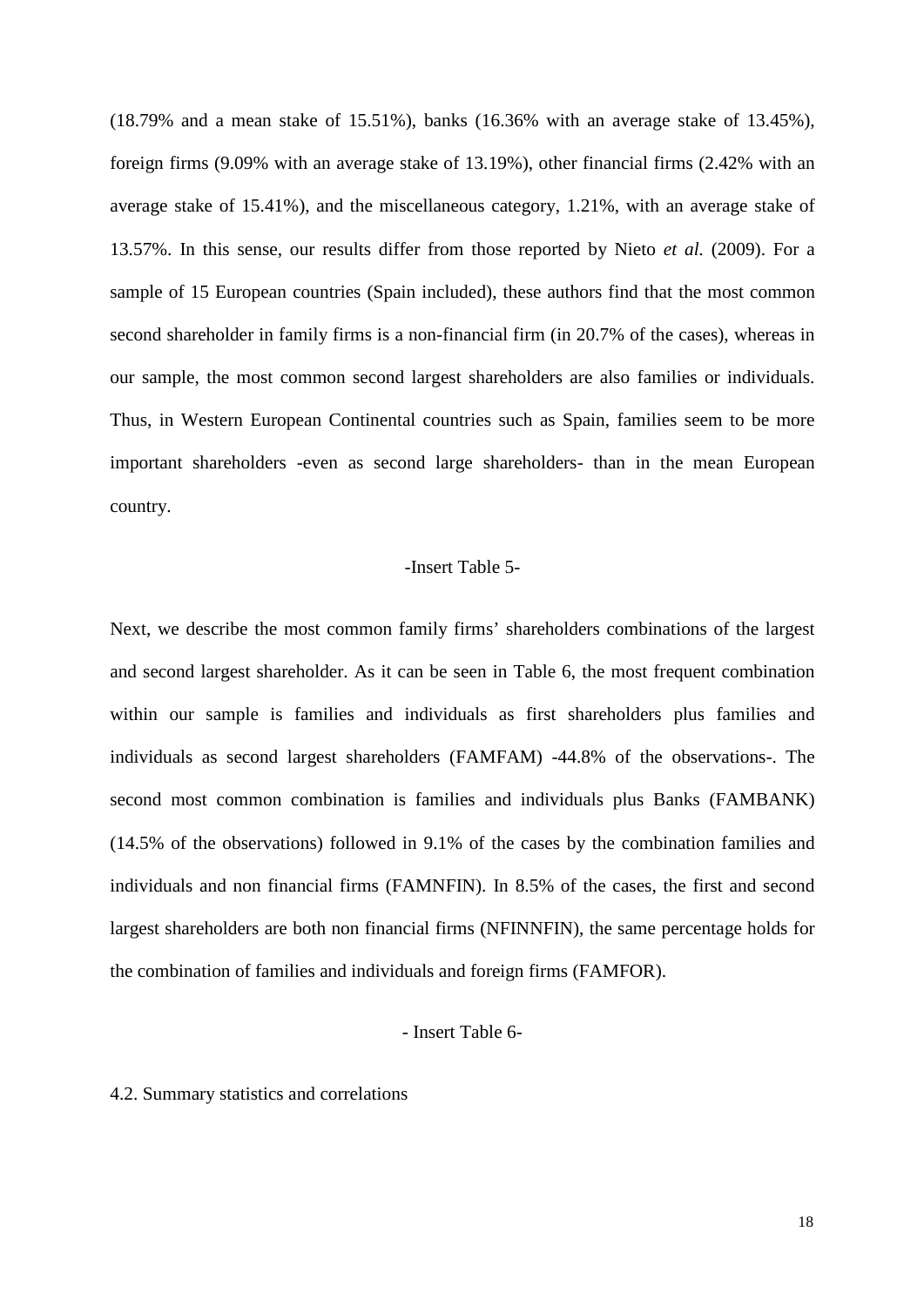(18.79% and a mean stake of 15.51%), banks (16.36% with an average stake of 13.45%), foreign firms (9.09% with an average stake of 13.19%), other financial firms (2.42% with an average stake of 15.41%), and the miscellaneous category, 1.21%, with an average stake of 13.57%. In this sense, our results differ from those reported by Nieto *et al.* (2009). For a sample of 15 European countries (Spain included), these authors find that the most common second shareholder in family firms is a non-financial firm (in 20.7% of the cases), whereas in our sample, the most common second largest shareholders are also families or individuals. Thus, in Western European Continental countries such as Spain, families seem to be more important shareholders -even as second large shareholders- than in the mean European country.

-Insert Table 5-

Next, we describe the most common family firms' shareholders combinations of the largest and second largest shareholder. As it can be seen in Table 6, the most frequent combination within our sample is families and individuals as first shareholders plus families and individuals as second largest shareholders (FAMFAM) -44.8% of the observations-. The second most common combination is families and individuals plus Banks (FAMBANK) (14.5% of the observations) followed in 9.1% of the cases by the combination families and individuals and non financial firms (FAMNFIN). In 8.5% of the cases, the first and second largest shareholders are both non financial firms (NFINNFIN), the same percentage holds for the combination of families and individuals and foreign firms (FAMFOR).

- Insert Table 6-

4.2. Summary statistics and correlations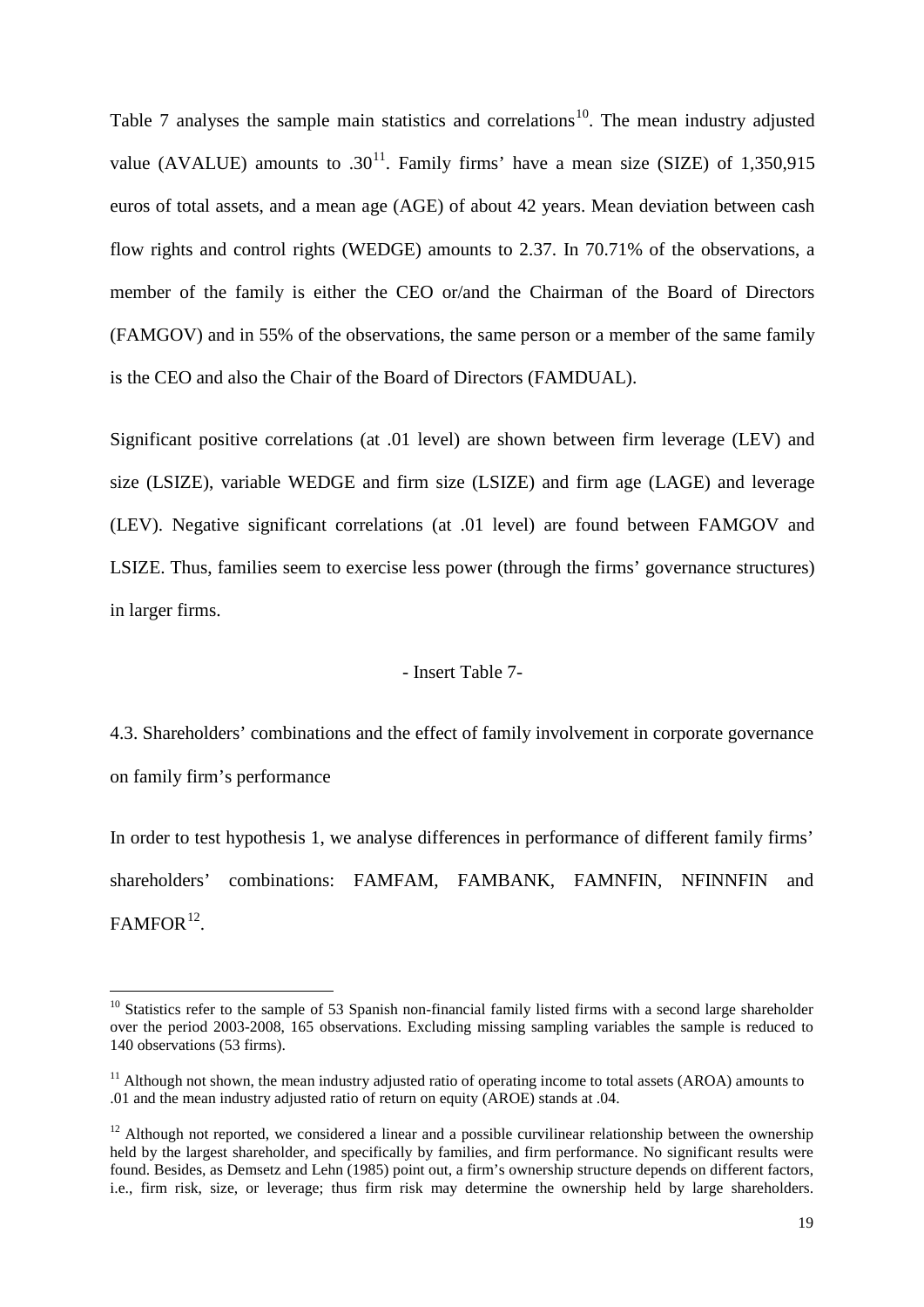Table 7 analyses the sample main statistics and correlations[10]. The mean industry adjusted value (AVALUE) amounts to .30[11]. Family firms' have a mean size (SIZE) of 1,350,915 euros of total assets, and a mean age (AGE) of about 42 years. Mean deviation between cash flow rights and control rights (WEDGE) amounts to 2.37. In 70.71% of the observations, a member of the family is either the CEO or/and the Chairman of the Board of Directors (FAMGOV) and in 55% of the observations, the same person or a member of the same family is the CEO and also the Chair of the Board of Directors (FAMDUAL).

Significant positive correlations (at .01 level) are shown between firm leverage (LEV) and size (LSIZE), variable WEDGE and firm size (LSIZE) and firm age (LAGE) and leverage (LEV). Negative significant correlations (at .01 level) are found between FAMGOV and LSIZE. Thus, families seem to exercise less power (through the firms' governance structures) in larger firms.

- Insert Table 7-

### 4.3. Shareholders' combinations and the effect of family involvement in corporate governance on family firm's performance

In order to test hypothesis 1, we analyse differences in performance of different family firms' shareholders' combinations: FAMFAM, FAMBANK, FAMNFIN, NFINNFIN and FAMFOR[12].

---

[10] Statistics refer to the sample of 53 Spanish non-financial family listed firms with a second large shareholder over the period 2003-2008, 165 observations. Excluding missing sampling variables the sample is reduced to 140 observations (53 firms).

[11] Although not shown, the mean industry adjusted ratio of operating income to total assets (AROA) amounts to .01 and the mean industry adjusted ratio of return on equity (AROE) stands at .04.

[12] Although not reported, we considered a linear and a possible curvilinear relationship between the ownership held by the largest shareholder, and specifically by families, and firm performance. No significant results were found. Besides, as Demsetz and Lehn (1985) point out, a firm's ownership structure depends on different factors, i.e., firm risk, size, or leverage; thus firm risk may determine the ownership held by large shareholders.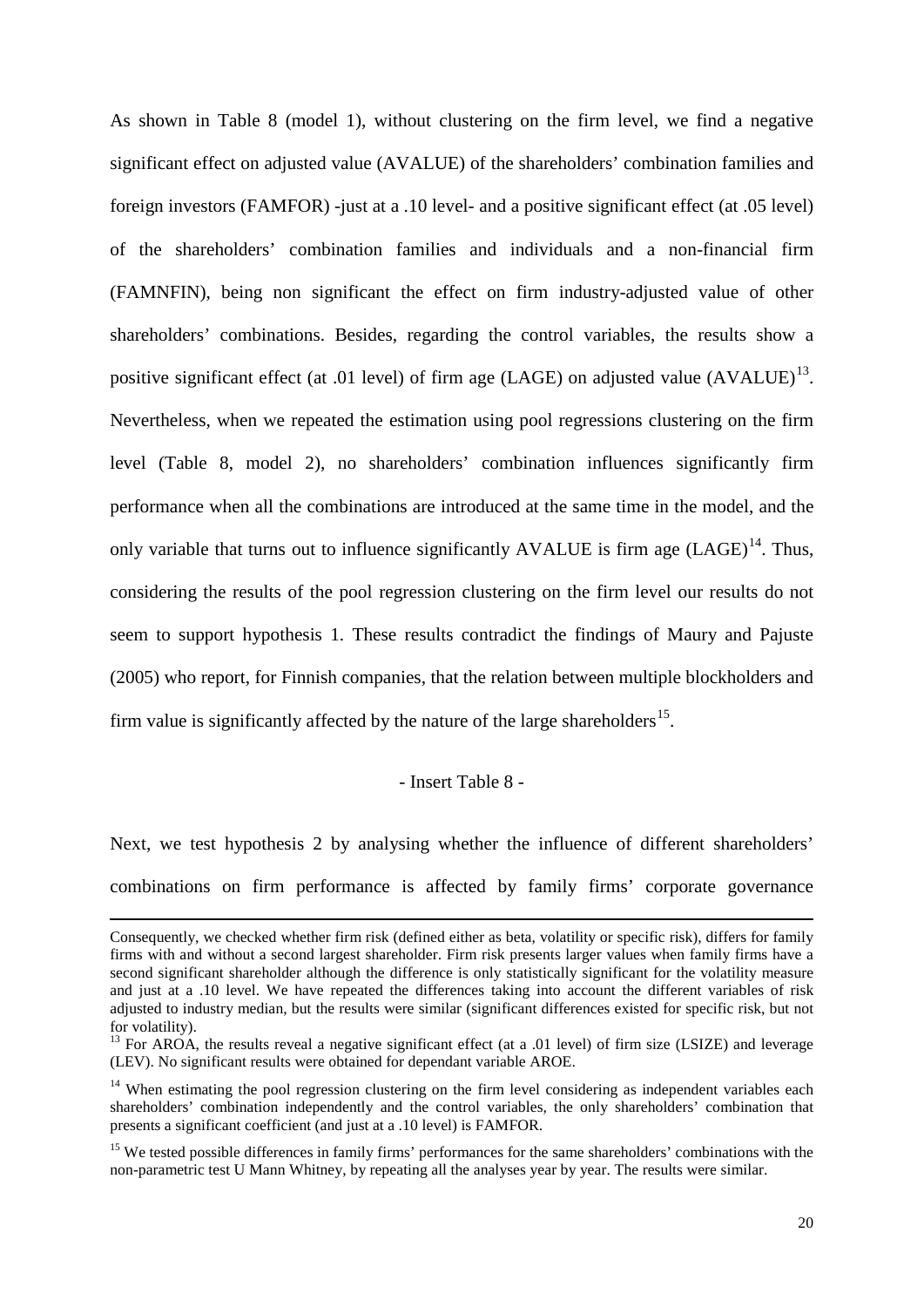As shown in Table 8 (model 1), without clustering on the firm level, we find a negative significant effect on adjusted value (AVALUE) of the shareholders' combination families and foreign investors (FAMFOR) -just at a .10 level- and a positive significant effect (at .05 level) of the shareholders' combination families and individuals and a non-financial firm (FAMNFIN), being non significant the effect on firm industry-adjusted value of other shareholders' combinations. Besides, regarding the control variables, the results show a positive significant effect (at .01 level) of firm age (LAGE) on adjusted value (AVALUE)[13]. Nevertheless, when we repeated the estimation using pool regressions clustering on the firm level (Table 8, model 2), no shareholders' combination influences significantly firm performance when all the combinations are introduced at the same time in the model, and the only variable that turns out to influence significantly AVALUE is firm age (LAGE)[14]. Thus, considering the results of the pool regression clustering on the firm level our results do not seem to support hypothesis 1. These results contradict the findings of Maury and Pajuste (2005) who report, for Finnish companies, that the relation between multiple blockholders and firm value is significantly affected by the nature of the large shareholders[15].

- Insert Table 8 -

Next, we test hypothesis 2 by analysing whether the influence of different shareholders' combinations on firm performance is affected by family firms' corporate governance

---

Consequently, we checked whether firm risk (defined either as beta, volatility or specific risk), differs for family firms with and without a second largest shareholder. Firm risk presents larger values when family firms have a second significant shareholder although the difference is only statistically significant for the volatility measure and just at a .10 level. We have repeated the differences taking into account the different variables of risk adjusted to industry median, but the results were similar (significant differences existed for specific risk, but not for volatility).

[13] For AROA, the results reveal a negative significant effect (at a .01 level) of firm size (LSIZE) and leverage (LEV). No significant results were obtained for dependant variable AROE.

[14] When estimating the pool regression clustering on the firm level considering as independent variables each shareholders' combination independently and the control variables, the only shareholders' combination that presents a significant coefficient (and just at a .10 level) is FAMFOR.

[15] We tested possible differences in family firms' performances for the same shareholders' combinations with the non-parametric test U Mann Whitney, by repeating all the analyses year by year. The results were similar.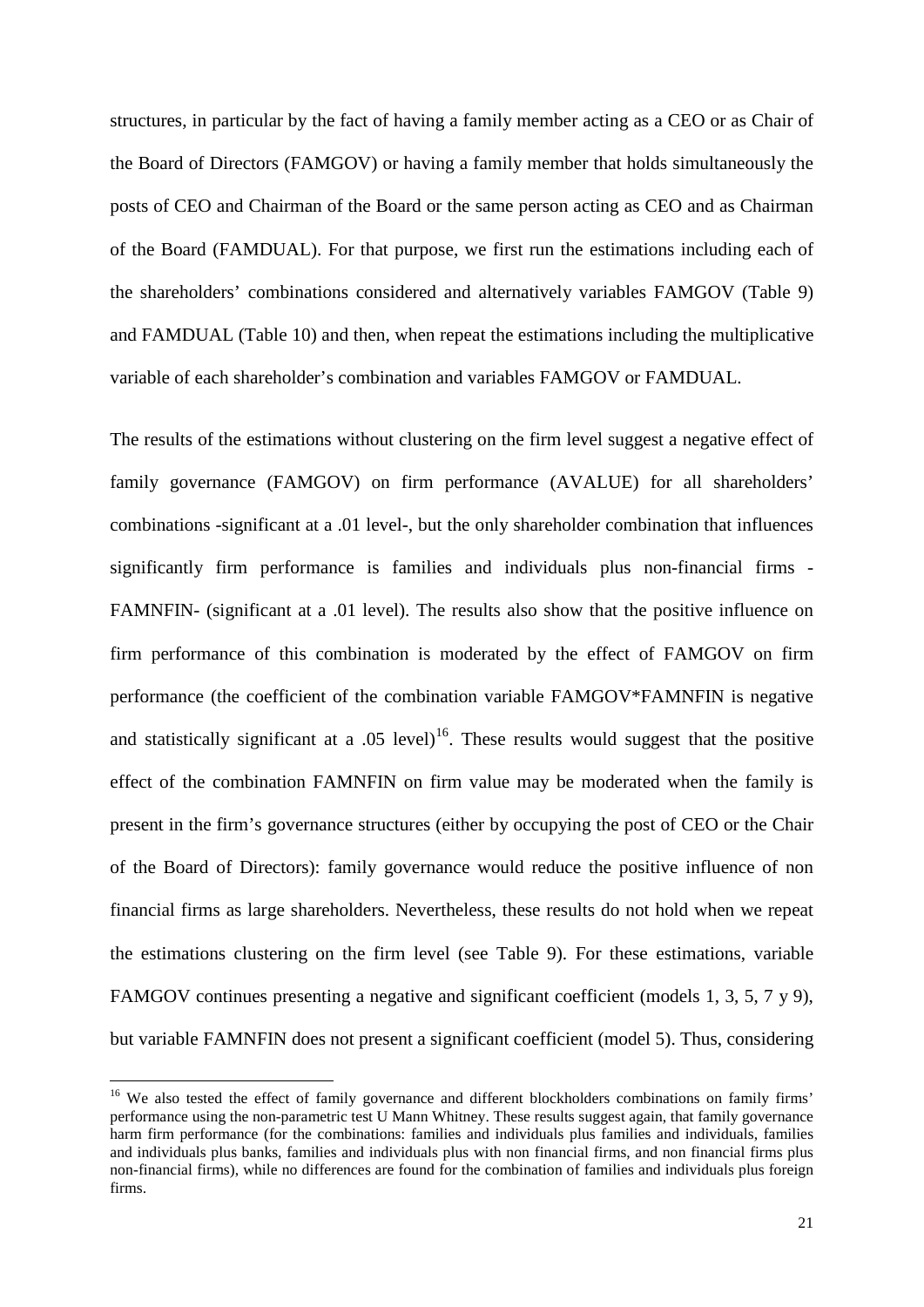structures, in particular by the fact of having a family member acting as a CEO or as Chair of the Board of Directors (FAMGOV) or having a family member that holds simultaneously the posts of CEO and Chairman of the Board or the same person acting as CEO and as Chairman of the Board (FAMDUAL). For that purpose, we first run the estimations including each of the shareholders' combinations considered and alternatively variables FAMGOV (Table 9) and FAMDUAL (Table 10) and then, when repeat the estimations including the multiplicative variable of each shareholder's combination and variables FAMGOV or FAMDUAL.

The results of the estimations without clustering on the firm level suggest a negative effect of family governance (FAMGOV) on firm performance (AVALUE) for all shareholders' combinations -significant at a .01 level-, but the only shareholder combination that influences significantly firm performance is families and individuals plus non-financial firms - FAMNFIN- (significant at a .01 level). The results also show that the positive influence on firm performance of this combination is moderated by the effect of FAMGOV on firm performance (the coefficient of the combination variable FAMGOV*FAMNFIN is negative and statistically significant at a .05 level)[16]. These results would suggest that the positive effect of the combination FAMNFIN on firm value may be moderated when the family is present in the firm's governance structures (either by occupying the post of CEO or the Chair of the Board of Directors): family governance would reduce the positive influence of non financial firms as large shareholders. Nevertheless, these results do not hold when we repeat the estimations clustering on the firm level (see Table 9). For these estimations, variable FAMGOV continues presenting a negative and significant coefficient (models 1, 3, 5, 7 y 9), but variable FAMNFIN does not present a significant coefficient (model 5). Thus, considering

[16] We also tested the effect of family governance and different blockholders combinations on family firms' performance using the non-parametric test U Mann Whitney. These results suggest again, that family governance harm firm performance (for the combinations: families and individuals plus families and individuals, families and individuals plus banks, families and individuals plus with non financial firms, and non financial firms plus non-financial firms), while no differences are found for the combination of families and individuals plus foreign firms.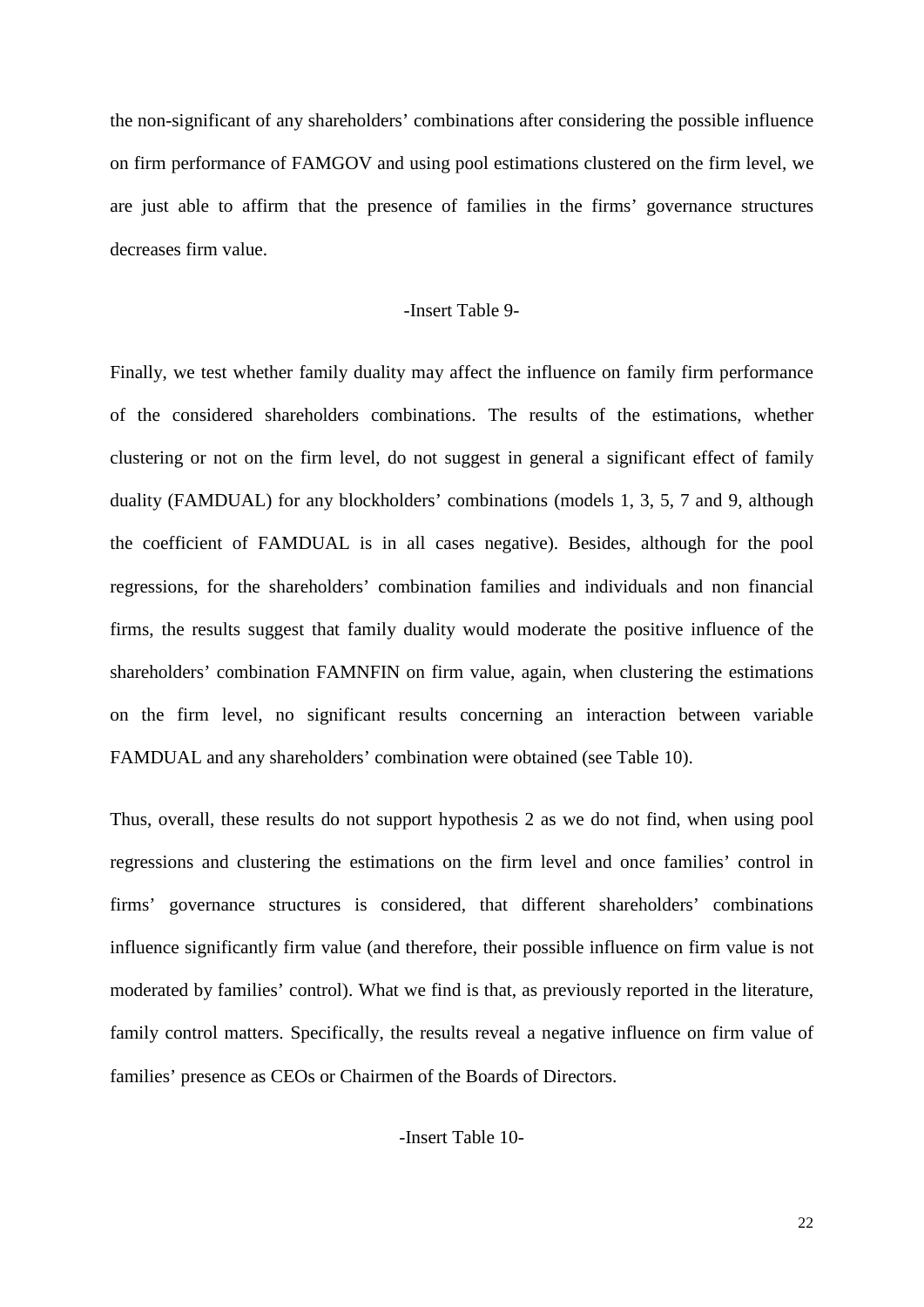the non-significant of any shareholders' combinations after considering the possible influence on firm performance of FAMGOV and using pool estimations clustered on the firm level, we are just able to affirm that the presence of families in the firms' governance structures decreases firm value.

-Insert Table 9-

Finally, we test whether family duality may affect the influence on family firm performance of the considered shareholders combinations. The results of the estimations, whether clustering or not on the firm level, do not suggest in general a significant effect of family duality (FAMDUAL) for any blockholders' combinations (models 1, 3, 5, 7 and 9, although the coefficient of FAMDUAL is in all cases negative). Besides, although for the pool regressions, for the shareholders' combination families and individuals and non financial firms, the results suggest that family duality would moderate the positive influence of the shareholders' combination FAMNFIN on firm value, again, when clustering the estimations on the firm level, no significant results concerning an interaction between variable FAMDUAL and any shareholders' combination were obtained (see Table 10).

Thus, overall, these results do not support hypothesis 2 as we do not find, when using pool regressions and clustering the estimations on the firm level and once families' control in firms' governance structures is considered, that different shareholders' combinations influence significantly firm value (and therefore, their possible influence on firm value is not moderated by families' control). What we find is that, as previously reported in the literature, family control matters. Specifically, the results reveal a negative influence on firm value of families' presence as CEOs or Chairmen of the Boards of Directors.

-Insert Table 10-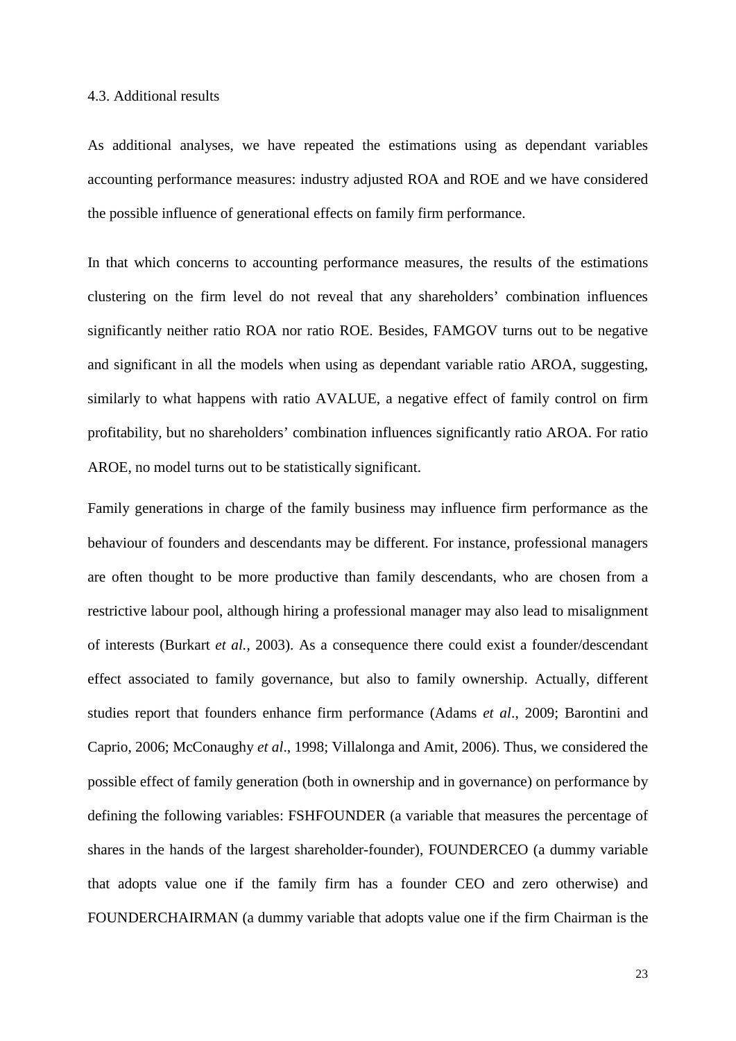### 4.3. Additional results

As additional analyses, we have repeated the estimations using as dependant variables accounting performance measures: industry adjusted ROA and ROE and we have considered the possible influence of generational effects on family firm performance.

In that which concerns to accounting performance measures, the results of the estimations clustering on the firm level do not reveal that any shareholders' combination influences significantly neither ratio ROA nor ratio ROE. Besides, FAMGOV turns out to be negative and significant in all the models when using as dependant variable ratio AROA, suggesting, similarly to what happens with ratio AVALUE, a negative effect of family control on firm profitability, but no shareholders' combination influences significantly ratio AROA. For ratio AROE, no model turns out to be statistically significant.

Family generations in charge of the family business may influence firm performance as the behaviour of founders and descendants may be different. For instance, professional managers are often thought to be more productive than family descendants, who are chosen from a restrictive labour pool, although hiring a professional manager may also lead to misalignment of interests (Burkart *et al.*, 2003). As a consequence there could exist a founder/descendant effect associated to family governance, but also to family ownership. Actually, different studies report that founders enhance firm performance (Adams *et al*., 2009; Barontini and Caprio, 2006; McConaughy *et al*., 1998; Villalonga and Amit, 2006). Thus, we considered the possible effect of family generation (both in ownership and in governance) on performance by defining the following variables: FSHFOUNDER (a variable that measures the percentage of shares in the hands of the largest shareholder-founder), FOUNDERCEO (a dummy variable that adopts value one if the family firm has a founder CEO and zero otherwise) and FOUNDERCHAIRMAN (a dummy variable that adopts value one if the firm Chairman is the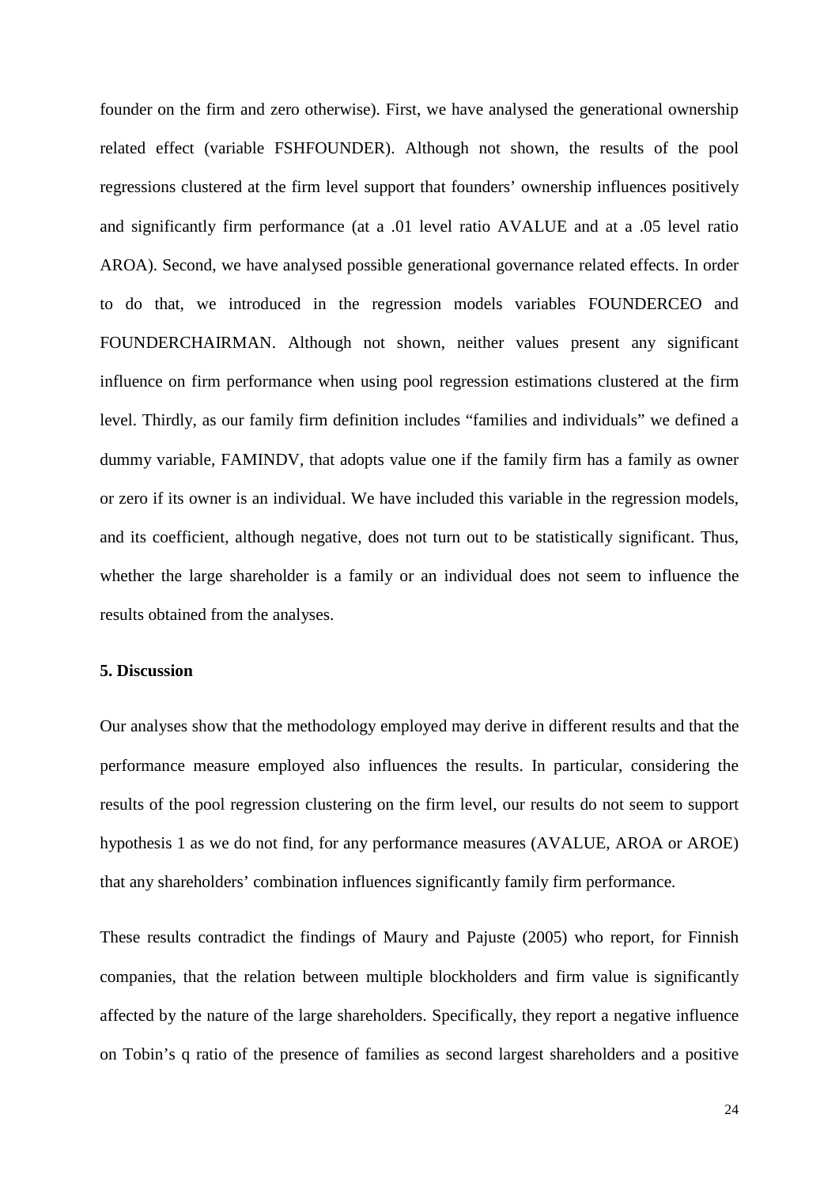founder on the firm and zero otherwise). First, we have analysed the generational ownership related effect (variable FSHFOUNDER). Although not shown, the results of the pool regressions clustered at the firm level support that founders' ownership influences positively and significantly firm performance (at a .01 level ratio AVALUE and at a .05 level ratio AROA). Second, we have analysed possible generational governance related effects. In order to do that, we introduced in the regression models variables FOUNDERCEO and FOUNDERCHAIRMAN. Although not shown, neither values present any significant influence on firm performance when using pool regression estimations clustered at the firm level. Thirdly, as our family firm definition includes "families and individuals" we defined a dummy variable, FAMINDV, that adopts value one if the family firm has a family as owner or zero if its owner is an individual. We have included this variable in the regression models, and its coefficient, although negative, does not turn out to be statistically significant. Thus, whether the large shareholder is a family or an individual does not seem to influence the results obtained from the analyses.

## 5. Discussion

Our analyses show that the methodology employed may derive in different results and that the performance measure employed also influences the results. In particular, considering the results of the pool regression clustering on the firm level, our results do not seem to support hypothesis 1 as we do not find, for any performance measures (AVALUE, AROA or AROE) that any shareholders' combination influences significantly family firm performance.

These results contradict the findings of Maury and Pajuste (2005) who report, for Finnish companies, that the relation between multiple blockholders and firm value is significantly affected by the nature of the large shareholders. Specifically, they report a negative influence on Tobin's q ratio of the presence of families as second largest shareholders and a positive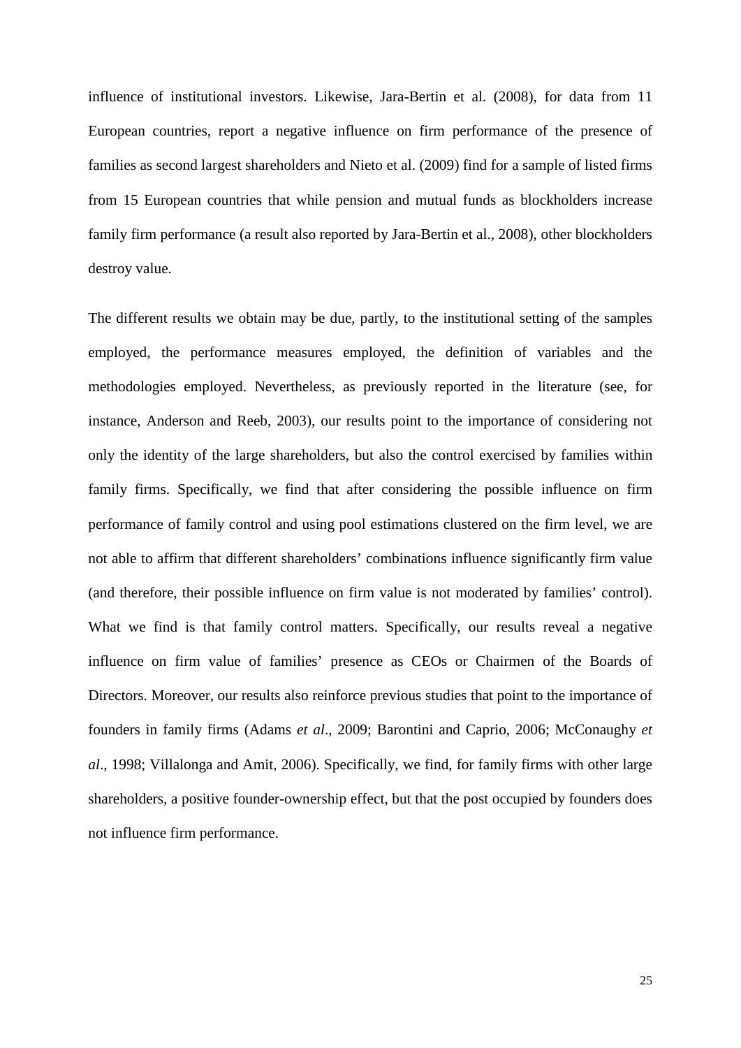influence of institutional investors. Likewise, Jara-Bertin et al. (2008), for data from 11 European countries, report a negative influence on firm performance of the presence of families as second largest shareholders and Nieto et al. (2009) find for a sample of listed firms from 15 European countries that while pension and mutual funds as blockholders increase family firm performance (a result also reported by Jara-Bertin et al., 2008), other blockholders destroy value.

The different results we obtain may be due, partly, to the institutional setting of the samples employed, the performance measures employed, the definition of variables and the methodologies employed. Nevertheless, as previously reported in the literature (see, for instance, Anderson and Reeb, 2003), our results point to the importance of considering not only the identity of the large shareholders, but also the control exercised by families within family firms. Specifically, we find that after considering the possible influence on firm performance of family control and using pool estimations clustered on the firm level, we are not able to affirm that different shareholders' combinations influence significantly firm value (and therefore, their possible influence on firm value is not moderated by families' control). What we find is that family control matters. Specifically, our results reveal a negative influence on firm value of families' presence as CEOs or Chairmen of the Boards of Directors. Moreover, our results also reinforce previous studies that point to the importance of founders in family firms (Adams *et al*., 2009; Barontini and Caprio, 2006; McConaughy *et al*., 1998; Villalonga and Amit, 2006). Specifically, we find, for family firms with other large shareholders, a positive founder-ownership effect, but that the post occupied by founders does not influence firm performance.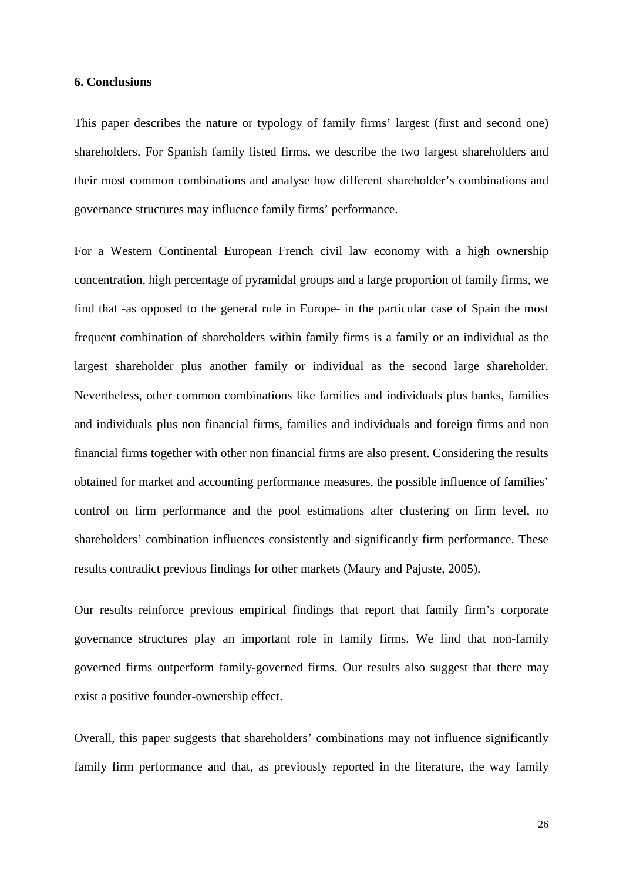## 6. Conclusions

This paper describes the nature or typology of family firms' largest (first and second one) shareholders. For Spanish family listed firms, we describe the two largest shareholders and their most common combinations and analyse how different shareholder's combinations and governance structures may influence family firms' performance.

For a Western Continental European French civil law economy with a high ownership concentration, high percentage of pyramidal groups and a large proportion of family firms, we find that -as opposed to the general rule in Europe- in the particular case of Spain the most frequent combination of shareholders within family firms is a family or an individual as the largest shareholder plus another family or individual as the second large shareholder. Nevertheless, other common combinations like families and individuals plus banks, families and individuals plus non financial firms, families and individuals and foreign firms and non financial firms together with other non financial firms are also present. Considering the results obtained for market and accounting performance measures, the possible influence of families' control on firm performance and the pool estimations after clustering on firm level, no shareholders' combination influences consistently and significantly firm performance. These results contradict previous findings for other markets (Maury and Pajuste, 2005).

Our results reinforce previous empirical findings that report that family firm's corporate governance structures play an important role in family firms. We find that non-family governed firms outperform family-governed firms. Our results also suggest that there may exist a positive founder-ownership effect.

Overall, this paper suggests that shareholders' combinations may not influence significantly family firm performance and that, as previously reported in the literature, the way family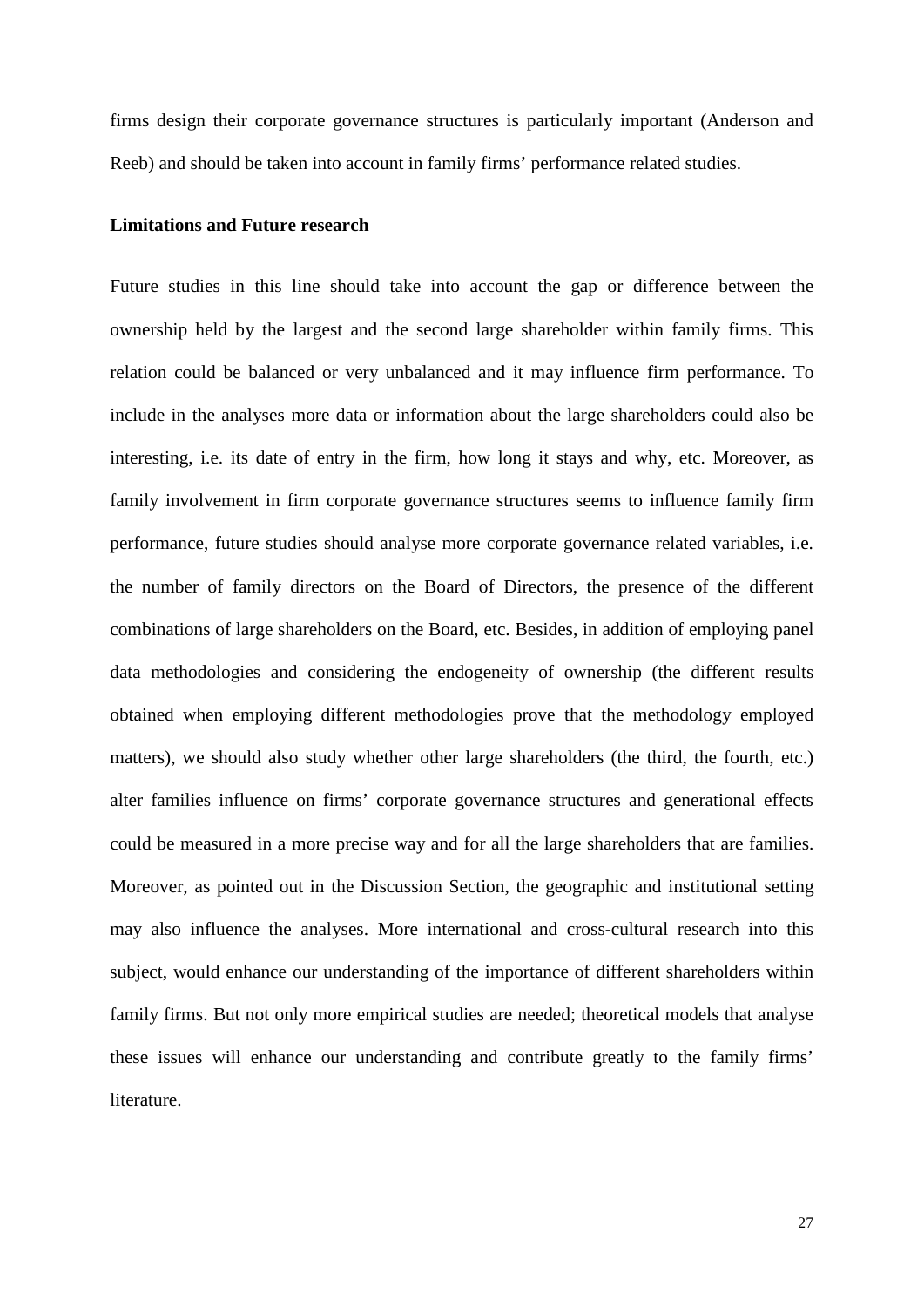firms design their corporate governance structures is particularly important (Anderson and Reeb) and should be taken into account in family firms' performance related studies.

## Limitations and Future research

Future studies in this line should take into account the gap or difference between the ownership held by the largest and the second large shareholder within family firms. This relation could be balanced or very unbalanced and it may influence firm performance. To include in the analyses more data or information about the large shareholders could also be interesting, i.e. its date of entry in the firm, how long it stays and why, etc. Moreover, as family involvement in firm corporate governance structures seems to influence family firm performance, future studies should analyse more corporate governance related variables, i.e. the number of family directors on the Board of Directors, the presence of the different combinations of large shareholders on the Board, etc. Besides, in addition of employing panel data methodologies and considering the endogeneity of ownership (the different results obtained when employing different methodologies prove that the methodology employed matters), we should also study whether other large shareholders (the third, the fourth, etc.) alter families influence on firms' corporate governance structures and generational effects could be measured in a more precise way and for all the large shareholders that are families. Moreover, as pointed out in the Discussion Section, the geographic and institutional setting may also influence the analyses. More international and cross-cultural research into this subject, would enhance our understanding of the importance of different shareholders within family firms. But not only more empirical studies are needed; theoretical models that analyse these issues will enhance our understanding and contribute greatly to the family firms' literature.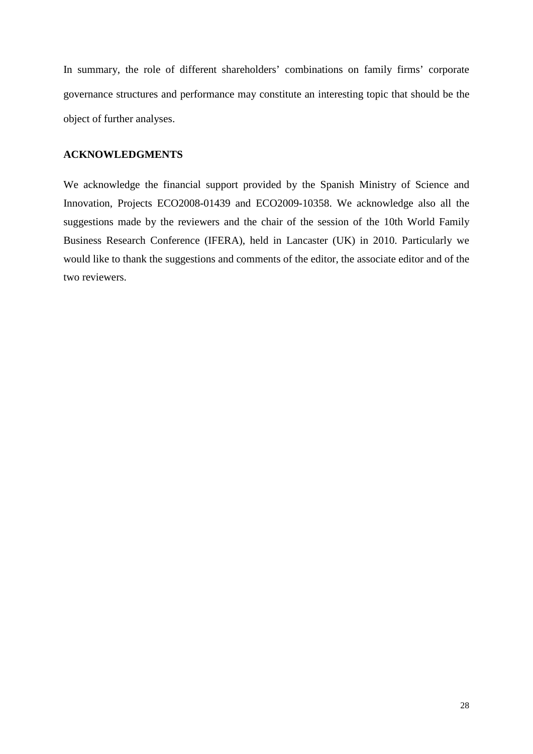In summary, the role of different shareholders' combinations on family firms' corporate governance structures and performance may constitute an interesting topic that should be the object of further analyses.

## ACKNOWLEDGMENTS

We acknowledge the financial support provided by the Spanish Ministry of Science and Innovation, Projects ECO2008-01439 and ECO2009-10358. We acknowledge also all the suggestions made by the reviewers and the chair of the session of the 10th World Family Business Research Conference (IFERA), held in Lancaster (UK) in 2010. Particularly we would like to thank the suggestions and comments of the editor, the associate editor and of the two reviewers.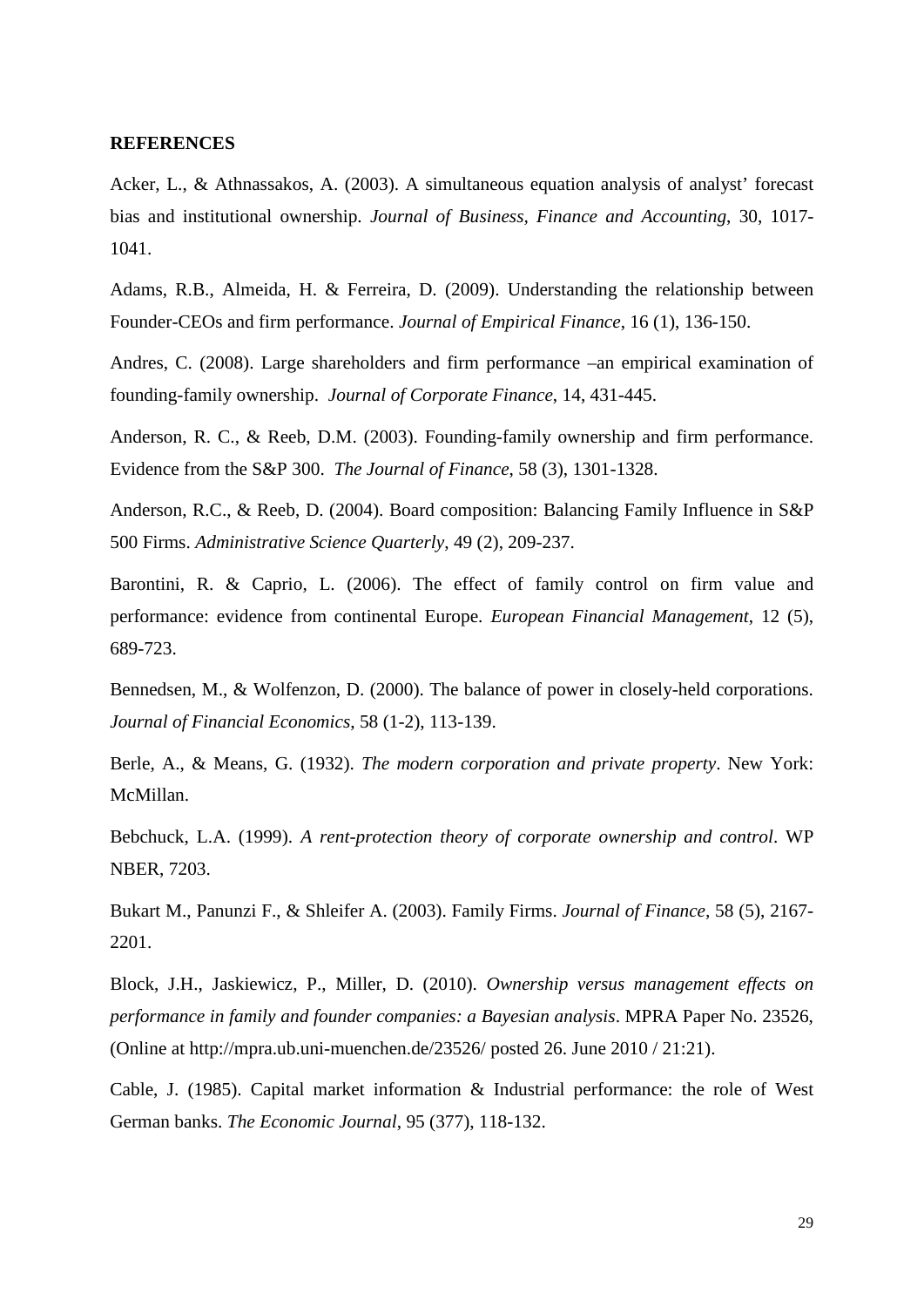**REFERENCES**

Acker, L., & Athnassakos, A. (2003). A simultaneous equation analysis of analyst' forecast bias and institutional ownership. *Journal of Business, Finance and Accounting*, 30, 1017-1041.

Adams, R.B., Almeida, H. & Ferreira, D. (2009). Understanding the relationship between Founder-CEOs and firm performance. *Journal of Empirical Finance*, 16 (1), 136-150.

Andres, C. (2008). Large shareholders and firm performance –an empirical examination of founding-family ownership. *Journal of Corporate Finance*, 14, 431-445.

Anderson, R. C., & Reeb, D.M. (2003). Founding-family ownership and firm performance. Evidence from the S&P 300. *The Journal of Finance*, 58 (3), 1301-1328.

Anderson, R.C., & Reeb, D. (2004). Board composition: Balancing Family Influence in S&P 500 Firms. *Administrative Science Quarterly*, 49 (2), 209-237.

Barontini, R. & Caprio, L. (2006). The effect of family control on firm value and performance: evidence from continental Europe. *European Financial Management*, 12 (5), 689-723.

Bennedsen, M., & Wolfenzon, D. (2000). The balance of power in closely-held corporations. *Journal of Financial Economics*, 58 (1-2), 113-139.

Berle, A., & Means, G. (1932). *The modern corporation and private property*. New York: McMillan.

Bebchuck, L.A. (1999). *A rent-protection theory of corporate ownership and control*. WP NBER, 7203.

Bukart M., Panunzi F., & Shleifer A. (2003). Family Firms. *Journal of Finance*, 58 (5), 2167-2201.

Block, J.H., Jaskiewicz, P., Miller, D. (2010). *Ownership versus management effects on performance in family and founder companies: a Bayesian analysis*. MPRA Paper No. 23526, (Online at http://mpra.ub.uni-muenchen.de/23526/ posted 26. June 2010 / 21:21).

Cable, J. (1985). Capital market information & Industrial performance: the role of West German banks. *The Economic Journal*, 95 (377), 118-132.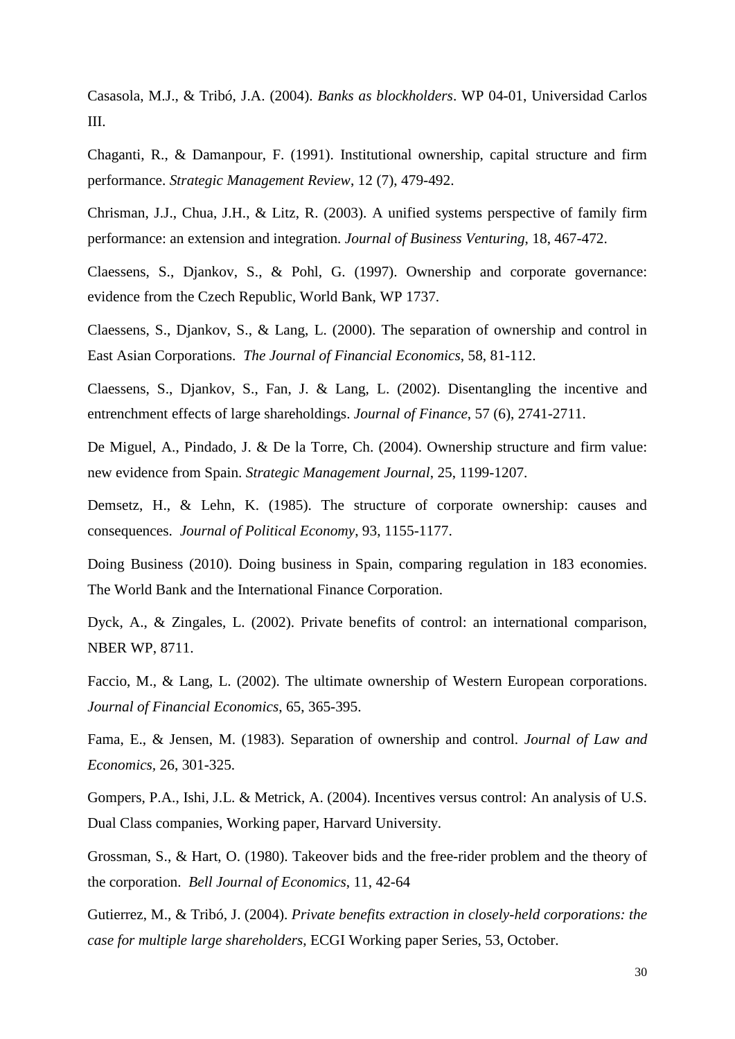Casasola, M.J., & Tribó, J.A. (2004). *Banks as blockholders*. WP 04-01, Universidad Carlos III.

Chaganti, R., & Damanpour, F. (1991). Institutional ownership, capital structure and firm performance. *Strategic Management Review*, 12 (7), 479-492.

Chrisman, J.J., Chua, J.H., & Litz, R. (2003). A unified systems perspective of family firm performance: an extension and integration. *Journal of Business Venturing*, 18, 467-472.

Claessens, S., Djankov, S., & Pohl, G. (1997). Ownership and corporate governance: evidence from the Czech Republic, World Bank, WP 1737.

Claessens, S., Djankov, S., & Lang, L. (2000). The separation of ownership and control in East Asian Corporations. *The Journal of Financial Economics*, 58, 81-112.

Claessens, S., Djankov, S., Fan, J. & Lang, L. (2002). Disentangling the incentive and entrenchment effects of large shareholdings. *Journal of Finance*, 57 (6), 2741-2711.

De Miguel, A., Pindado, J. & De la Torre, Ch. (2004). Ownership structure and firm value: new evidence from Spain. *Strategic Management Journal*, 25, 1199-1207.

Demsetz, H., & Lehn, K. (1985). The structure of corporate ownership: causes and consequences. *Journal of Political Economy*, 93, 1155-1177.

Doing Business (2010). Doing business in Spain, comparing regulation in 183 economies. The World Bank and the International Finance Corporation.

Dyck, A., & Zingales, L. (2002). Private benefits of control: an international comparison, NBER WP, 8711.

Faccio, M., & Lang, L. (2002). The ultimate ownership of Western European corporations. *Journal of Financial Economics*, 65, 365-395.

Fama, E., & Jensen, M. (1983). Separation of ownership and control. *Journal of Law and Economics*, 26, 301-325.

Gompers, P.A., Ishi, J.L. & Metrick, A. (2004). Incentives versus control: An analysis of U.S. Dual Class companies, Working paper, Harvard University.

Grossman, S., & Hart, O. (1980). Takeover bids and the free-rider problem and the theory of the corporation. *Bell Journal of Economics*, 11, 42-64

Gutierrez, M., & Tribó, J. (2004). *Private benefits extraction in closely-held corporations: the case for multiple large shareholders*, ECGI Working paper Series, 53, October.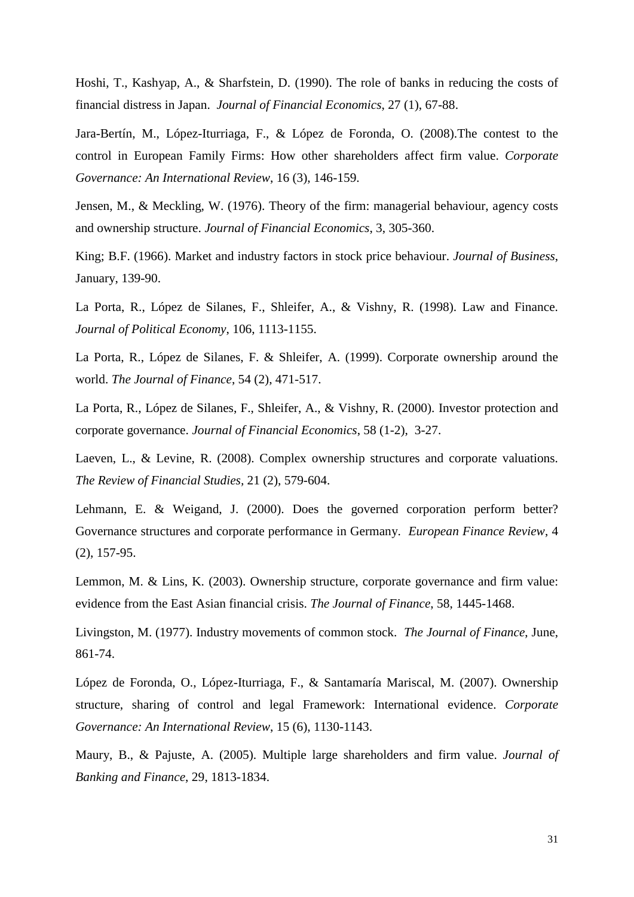Hoshi, T., Kashyap, A., & Sharfstein, D. (1990). The role of banks in reducing the costs of financial distress in Japan. *Journal of Financial Economics*, 27 (1), 67-88.

Jara-Bertín, M., López-Iturriaga, F., & López de Foronda, O. (2008).The contest to the control in European Family Firms: How other shareholders affect firm value. *Corporate Governance: An International Review*, 16 (3), 146-159.

Jensen, M., & Meckling, W. (1976). Theory of the firm: managerial behaviour, agency costs and ownership structure. *Journal of Financial Economics*, 3, 305-360.

King; B.F. (1966). Market and industry factors in stock price behaviour. *Journal of Business*, January, 139-90.

La Porta, R., López de Silanes, F., Shleifer, A., & Vishny, R. (1998). Law and Finance. *Journal of Political Economy*, 106, 1113-1155.

La Porta, R., López de Silanes, F. & Shleifer, A. (1999). Corporate ownership around the world. *The Journal of Finance*, 54 (2), 471-517.

La Porta, R., López de Silanes, F., Shleifer, A., & Vishny, R. (2000). Investor protection and corporate governance. *Journal of Financial Economics*, 58 (1-2), 3-27.

Laeven, L., & Levine, R. (2008). Complex ownership structures and corporate valuations. *The Review of Financial Studies*, 21 (2), 579-604.

Lehmann, E. & Weigand, J. (2000). Does the governed corporation perform better? Governance structures and corporate performance in Germany. *European Finance Review*, 4 (2), 157-95.

Lemmon, M. & Lins, K. (2003). Ownership structure, corporate governance and firm value: evidence from the East Asian financial crisis. *The Journal of Finance*, 58, 1445-1468.

Livingston, M. (1977). Industry movements of common stock. *The Journal of Finance*, June, 861-74.

López de Foronda, O., López-Iturriaga, F., & Santamaría Mariscal, M. (2007). Ownership structure, sharing of control and legal Framework: International evidence. *Corporate Governance: An International Review*, 15 (6), 1130-1143.

Maury, B., & Pajuste, A. (2005). Multiple large shareholders and firm value. *Journal of Banking and Finance*, 29, 1813-1834.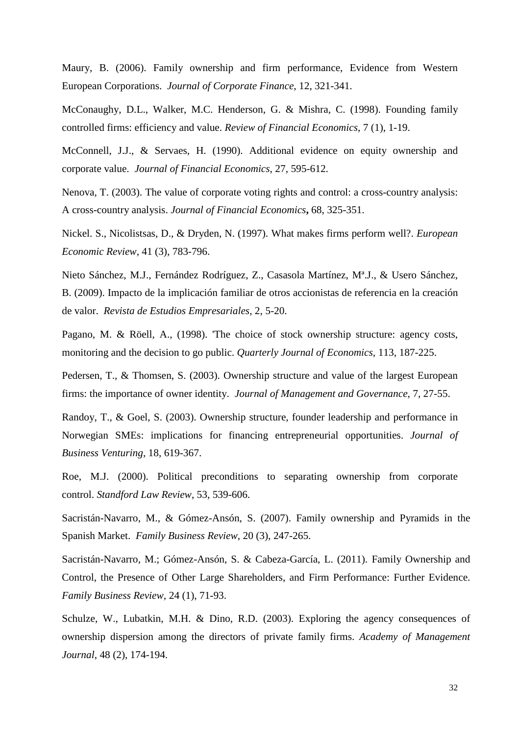Maury, B. (2006). Family ownership and firm performance, Evidence from Western European Corporations. *Journal of Corporate Finance*, 12, 321-341.

McConaughy, D.L., Walker, M.C. Henderson, G. & Mishra, C. (1998). Founding family controlled firms: efficiency and value. *Review of Financial Economics*, 7 (1), 1-19.

McConnell, J.J., & Servaes, H. (1990). Additional evidence on equity ownership and corporate value. *Journal of Financial Economics*, 27, 595-612.

Nenova, T. (2003). The value of corporate voting rights and control: a cross-country analysis: A cross-country analysis. *Journal of Financial Economics***,** 68, 325-351.

Nickel. S., Nicolistsas, D., & Dryden, N. (1997). What makes firms perform well?. *European Economic Review*, 41 (3), 783-796.

Nieto Sánchez, M.J., Fernández Rodríguez, Z., Casasola Martínez, Mª.J., & Usero Sánchez, B. (2009). Impacto de la implicación familiar de otros accionistas de referencia en la creación de valor. *Revista de Estudios Empresariales*, 2, 5-20.

Pagano, M. & Röell, A., (1998). 'The choice of stock ownership structure: agency costs, monitoring and the decision to go public. *Quarterly Journal of Economics*, 113, 187-225.

Pedersen, T., & Thomsen, S. (2003). Ownership structure and value of the largest European firms: the importance of owner identity. *Journal of Management and Governance*, 7, 27-55.

Randoy, T., & Goel, S. (2003). Ownership structure, founder leadership and performance in Norwegian SMEs: implications for financing entrepreneurial opportunities. *Journal of Business Venturing*, 18, 619-367.

Roe, M.J. (2000). Political preconditions to separating ownership from corporate control. *Standford Law Review*, 53, 539-606.

Sacristán-Navarro, M., & Gómez-Ansón, S. (2007). Family ownership and Pyramids in the Spanish Market. *Family Business Review*, 20 (3), 247-265.

Sacristán-Navarro, M.; Gómez-Ansón, S. & Cabeza-García, L. (2011). Family Ownership and Control, the Presence of Other Large Shareholders, and Firm Performance: Further Evidence. *Family Business Review*, 24 (1), 71-93.

Schulze, W., Lubatkin, M.H. & Dino, R.D. (2003). Exploring the agency consequences of ownership dispersion among the directors of private family firms. *Academy of Management Journal*, 48 (2), 174-194.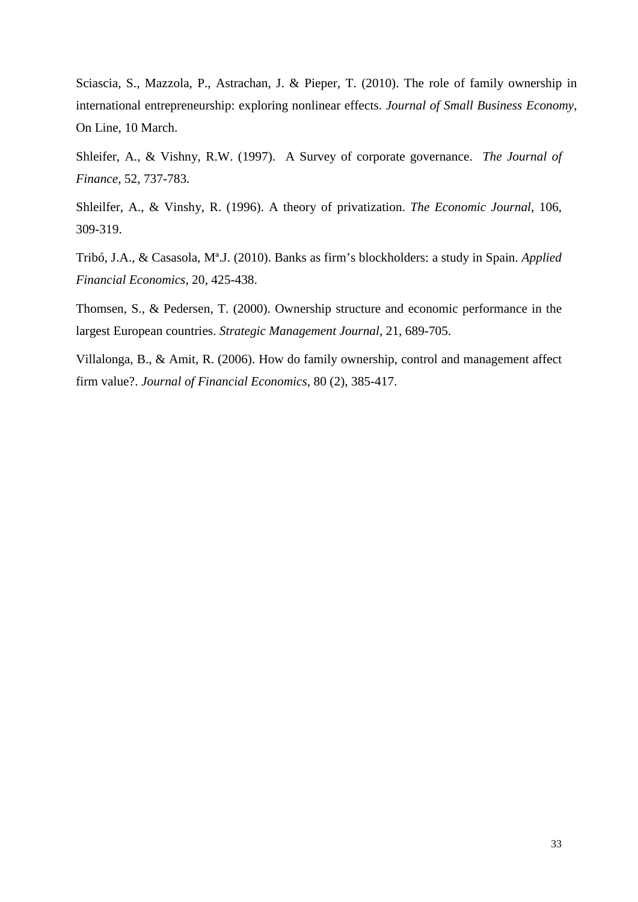Sciascia, S., Mazzola, P., Astrachan, J. & Pieper, T. (2010). The role of family ownership in international entrepreneurship: exploring nonlinear effects. *Journal of Small Business Economy*, On Line, 10 March.

Shleifer, A., & Vishny, R.W. (1997). A Survey of corporate governance. *The Journal of Finance*, 52, 737-783.

Shleilfer, A., & Vinshy, R. (1996). A theory of privatization. *The Economic Journal*, 106, 309-319.

Tribó, J.A., & Casasola, Mª.J. (2010). Banks as firm's blockholders: a study in Spain. *Applied Financial Economics*, 20, 425-438.

Thomsen, S., & Pedersen, T. (2000). Ownership structure and economic performance in the largest European countries. *Strategic Management Journal*, 21, 689-705.

Villalonga, B., & Amit, R. (2006). How do family ownership, control and management affect firm value?. *Journal of Financial Economics*, 80 (2), 385-417.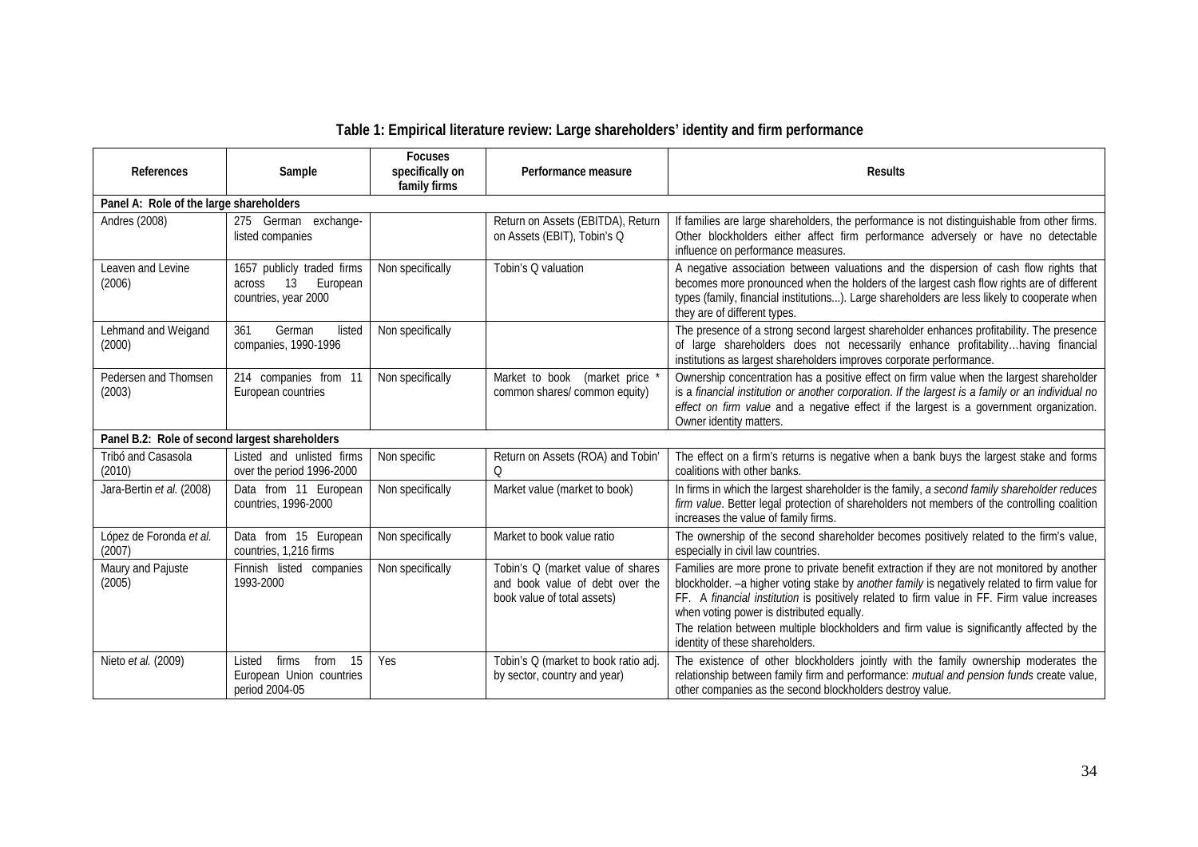## Table 1: Empirical literature review: Large shareholders' identity and firm performance

| References | Sample | Focuses specifically on family firms | Performance measure | Results |
|---|---|---|---|---|
| **Panel A: Role of the large shareholders** | | | | |
| Andres (2008) | 275 German exchange-listed companies | | Return on Assets (EBITDA), Return on Assets (EBIT), Tobin's Q | If families are large shareholders, the performance is not distinguishable from other firms. Other blockholders either affect firm performance adversely or have no detectable influence on performance measures. |
| Leaven and Levine (2006) | 1657 publicly traded firms across 13 European countries, year 2000 | Non specifically | Tobin's Q valuation | A negative association between valuations and the dispersion of cash flow rights that becomes more pronounced when the holders of the largest cash flow rights are of different types (family, financial institutions…). Large shareholders are less likely to cooperate when they are of different types. |
| Lehmand and Weigand (2000) | 361 German listed companies, 1990-1996 | Non specifically | | The presence of a strong second largest shareholder enhances profitability. The presence of large shareholders does not necessarily enhance profitability…having financial institutions as largest shareholders improves corporate performance. |
| Pedersen and Thomsen (2003) | 214 companies from 11 European countries | Non specifically | Market to book (market price * common shares/ common equity) | Ownership concentration has a positive effect on firm value when the largest shareholder is a *financial institution or another corporation. If the largest is a family or an individual no effect on firm value* and a negative effect if the largest is a government organization. Owner identity matters. |
| **Panel B.2: Role of second largest shareholders** | | | | |
| Tribó and Casasola (2010) | Listed and unlisted firms over the period 1996-2000 | Non specific | Return on Assets (ROA) and Tobin' Q | The effect on a firm's returns is negative when a bank buys the largest stake and forms coalitions with other banks. |
| Jara-Bertin *et al.* (2008) | Data from 11 European countries, 1996-2000 | Non specifically | Market value (market to book) | In firms in which the largest shareholder is the family, *a second family shareholder reduces firm value*. Better legal protection of shareholders not members of the controlling coalition increases the value of family firms. |
| López de Foronda *et al.* (2007) | Data from 15 European countries, 1,216 firms | Non specifically | Market to book value ratio | The ownership of the second shareholder becomes positively related to the firm's value, especially in civil law countries. |
| Maury and Pajuste (2005) | Finnish listed companies 1993-2000 | Non specifically | Tobin's Q (market value of shares and book value of debt over the book value of total assets) | Families are more prone to private benefit extraction if they are not monitored by another blockholder. –a higher voting stake by *another family* is negatively related to firm value for FF. A *financial institution* is positively related to firm value in FF. Firm value increases when voting power is distributed equally. The relation between multiple blockholders and firm value is significantly affected by the identity of these shareholders. |
| Nieto *et al.* (2009) | Listed firms from 15 European Union countries period 2004-05 | Yes | Tobin's Q (market to book ratio adj. by sector, country and year) | The existence of other blockholders jointly with the family ownership moderates the relationship between family firm and performance: *mutual and pension funds* create value, other companies as the second blockholders destroy value. |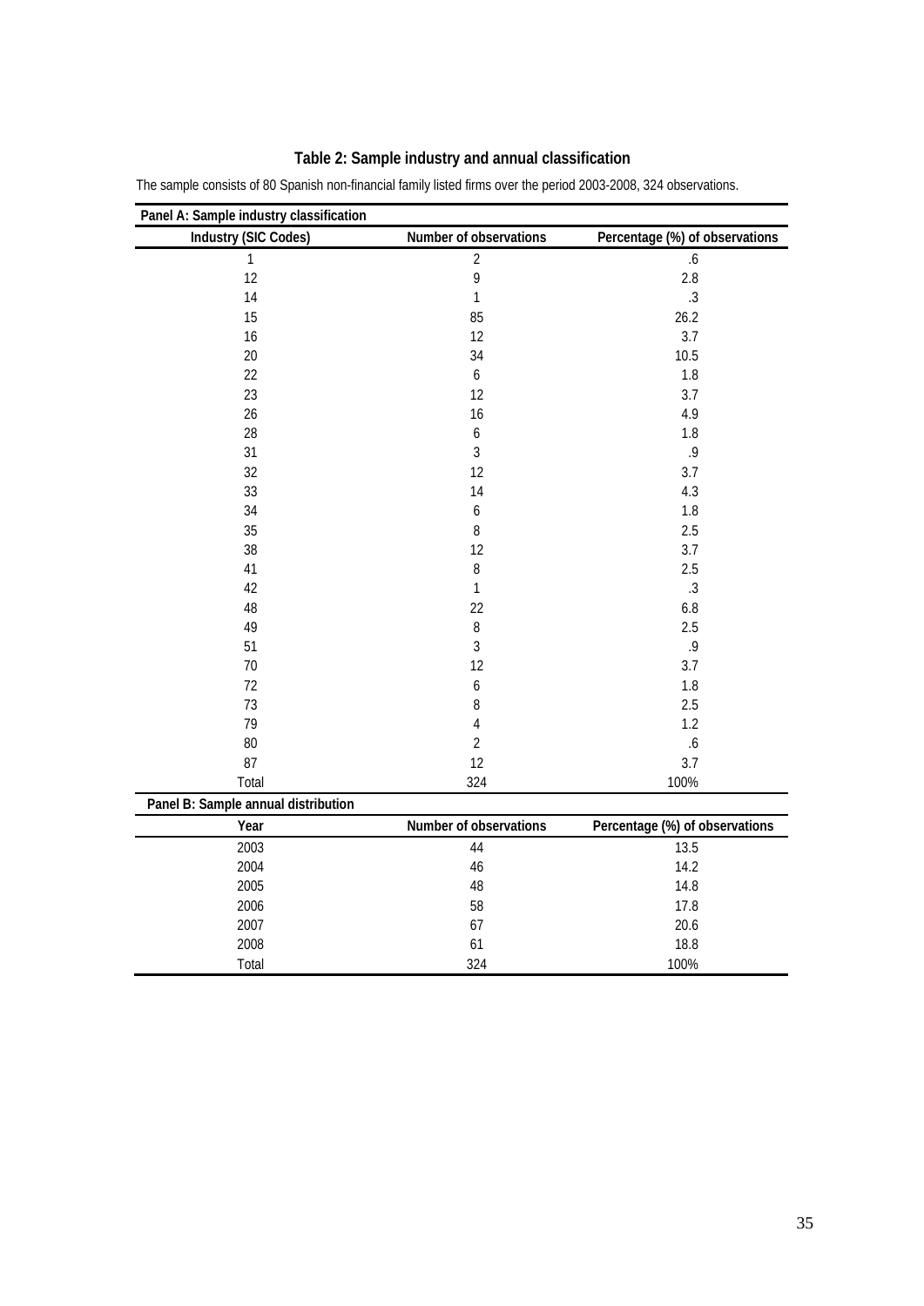# Table 2: Sample industry and annual classification

The sample consists of 80 Spanish non-financial family listed firms over the period 2003-2008, 324 observations.

**Panel A: Sample industry classification**

| Industry (SIC Codes) | Number of observations | Percentage (%) of observations |
|---|---|---|
| 1 | 2 | .6 |
| 12 | 9 | 2.8 |
| 14 | 1 | .3 |
| 15 | 85 | 26.2 |
| 16 | 12 | 3.7 |
| 20 | 34 | 10.5 |
| 22 | 6 | 1.8 |
| 23 | 12 | 3.7 |
| 26 | 16 | 4.9 |
| 28 | 6 | 1.8 |
| 31 | 3 | .9 |
| 32 | 12 | 3.7 |
| 33 | 14 | 4.3 |
| 34 | 6 | 1.8 |
| 35 | 8 | 2.5 |
| 38 | 12 | 3.7 |
| 41 | 8 | 2.5 |
| 42 | 1 | .3 |
| 48 | 22 | 6.8 |
| 49 | 8 | 2.5 |
| 51 | 3 | .9 |
| 70 | 12 | 3.7 |
| 72 | 6 | 1.8 |
| 73 | 8 | 2.5 |
| 79 | 4 | 1.2 |
| 80 | 2 | .6 |
| 87 | 12 | 3.7 |
| Total | 324 | 100% |

**Panel B: Sample annual distribution**

| Year | Number of observations | Percentage (%) of observations |
|---|---|---|
| 2003 | 44 | 13.5 |
| 2004 | 46 | 14.2 |
| 2005 | 48 | 14.8 |
| 2006 | 58 | 17.8 |
| 2007 | 67 | 20.6 |
| 2008 | 61 | 18.8 |
| Total | 324 | 100% |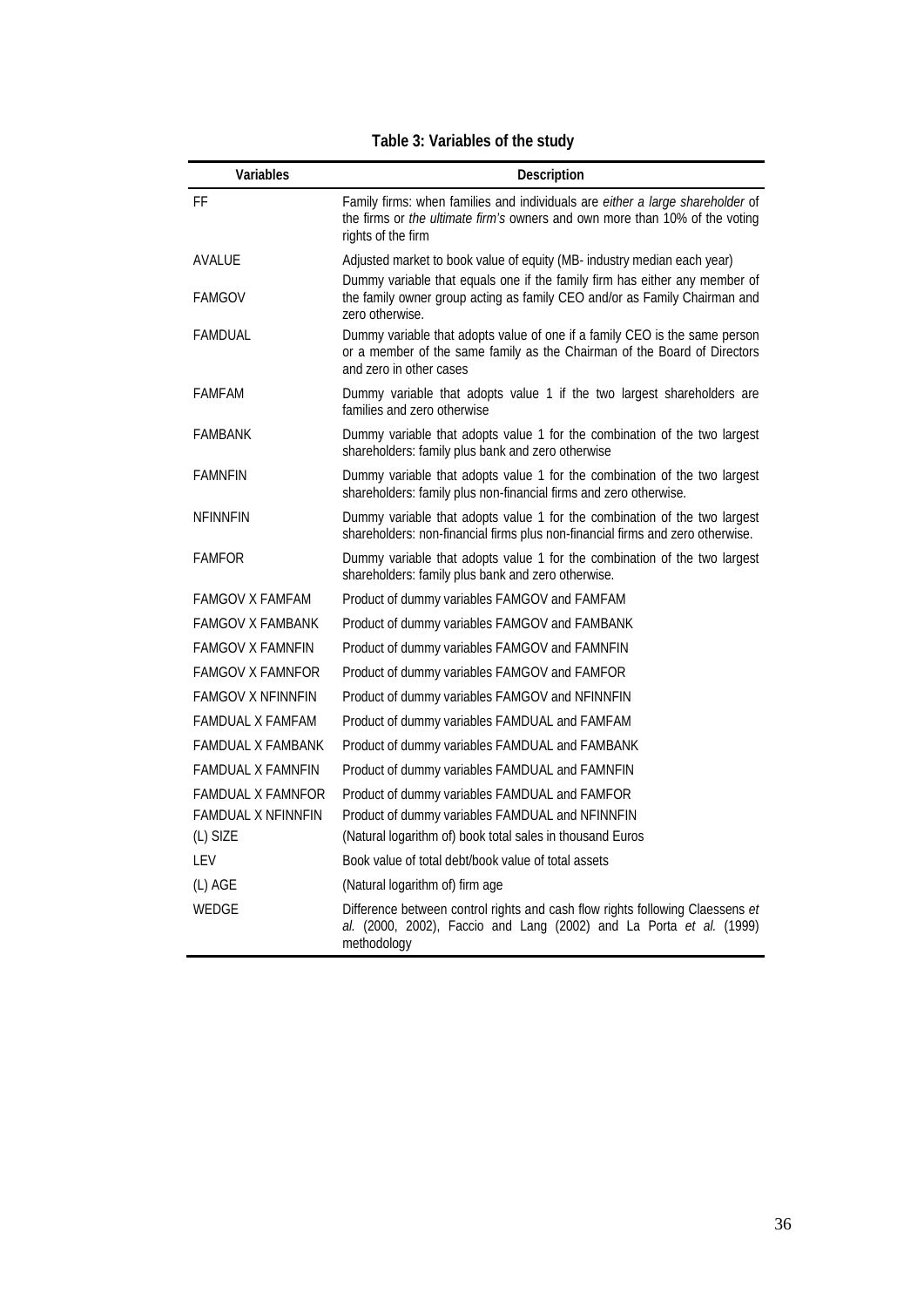**Table 3: Variables of the study**

| Variables | Description |
|---|---|
| FF | Family firms: when families and individuals are *either a large shareholder* of the firms or *the ultimate firm's* owners and own more than 10% of the voting rights of the firm |
| AVALUE | Adjusted market to book value of equity (MB- industry median each year) |
| FAMGOV | Dummy variable that equals one if the family firm has either any member of the family owner group acting as family CEO and/or as Family Chairman and zero otherwise. |
| FAMDUAL | Dummy variable that adopts value of one if a family CEO is the same person or a member of the same family as the Chairman of the Board of Directors and zero in other cases |
| FAMFAM | Dummy variable that adopts value 1 if the two largest shareholders are families and zero otherwise |
| FAMBANK | Dummy variable that adopts value 1 for the combination of the two largest shareholders: family plus bank and zero otherwise |
| FAMNFIN | Dummy variable that adopts value 1 for the combination of the two largest shareholders: family plus non-financial firms and zero otherwise. |
| NFINNFIN | Dummy variable that adopts value 1 for the combination of the two largest shareholders: non-financial firms plus non-financial firms and zero otherwise. |
| FAMFOR | Dummy variable that adopts value 1 for the combination of the two largest shareholders: family plus bank and zero otherwise. |
| FAMGOV X FAMFAM | Product of dummy variables FAMGOV and FAMFAM |
| FAMGOV X FAMBANK | Product of dummy variables FAMGOV and FAMBANK |
| FAMGOV X FAMNFIN | Product of dummy variables FAMGOV and FAMNFIN |
| FAMGOV X FAMNFOR | Product of dummy variables FAMGOV and FAMFOR |
| FAMGOV X NFINNFIN | Product of dummy variables FAMGOV and NFINNFIN |
| FAMDUAL X FAMFAM | Product of dummy variables FAMDUAL and FAMFAM |
| FAMDUAL X FAMBANK | Product of dummy variables FAMDUAL and FAMBANK |
| FAMDUAL X FAMNFIN | Product of dummy variables FAMDUAL and FAMNFIN |
| FAMDUAL X FAMNFOR | Product of dummy variables FAMDUAL and FAMFOR |
| FAMDUAL X NFINNFIN | Product of dummy variables FAMDUAL and NFINNFIN |
| (L) SIZE | (Natural logarithm of) book total sales in thousand Euros |
| LEV | Book value of total debt/book value of total assets |
| (L) AGE | (Natural logarithm of) firm age |
| WEDGE | Difference between control rights and cash flow rights following Claessens *et al.* (2000, 2002), Faccio and Lang (2002) and La Porta *et al.* (1999) methodology |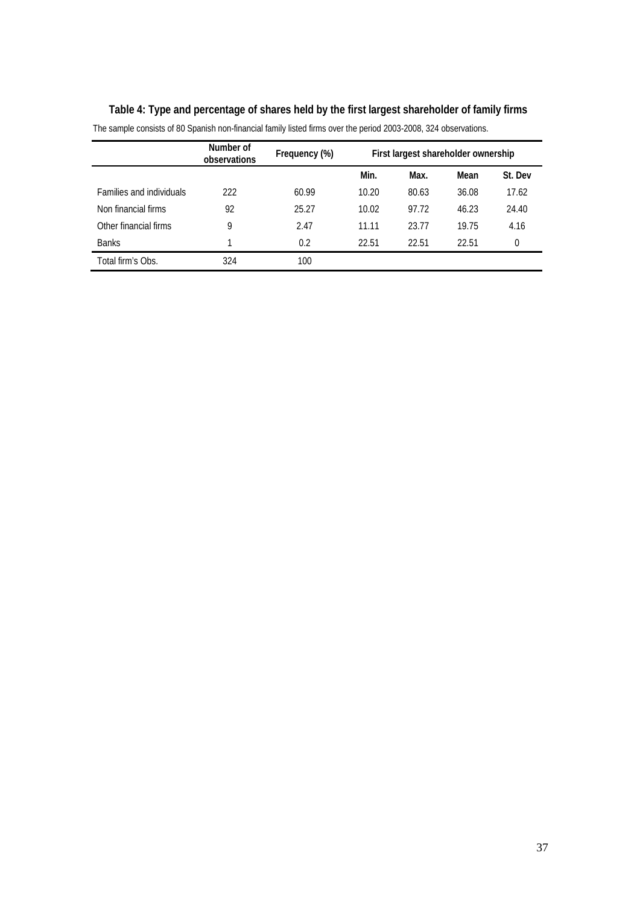**Table 4: Type and percentage of shares held by the first largest shareholder of family firms**

The sample consists of 80 Spanish non-financial family listed firms over the period 2003-2008, 324 observations.

| | Number of observations | Frequency (%) | First largest shareholder ownership | | | |
|---|---|---|---|---|---|---|
| | | | Min. | Max. | Mean | St. Dev |
| Families and individuals | 222 | 60.99 | 10.20 | 80.63 | 36.08 | 17.62 |
| Non financial firms | 92 | 25.27 | 10.02 | 97.72 | 46.23 | 24.40 |
| Other financial firms | 9 | 2.47 | 11.11 | 23.77 | 19.75 | 4.16 |
| Banks | 1 | 0.2 | 22.51 | 22.51 | 22.51 | 0 |
| Total firm's Obs. | 324 | 100 | | | | |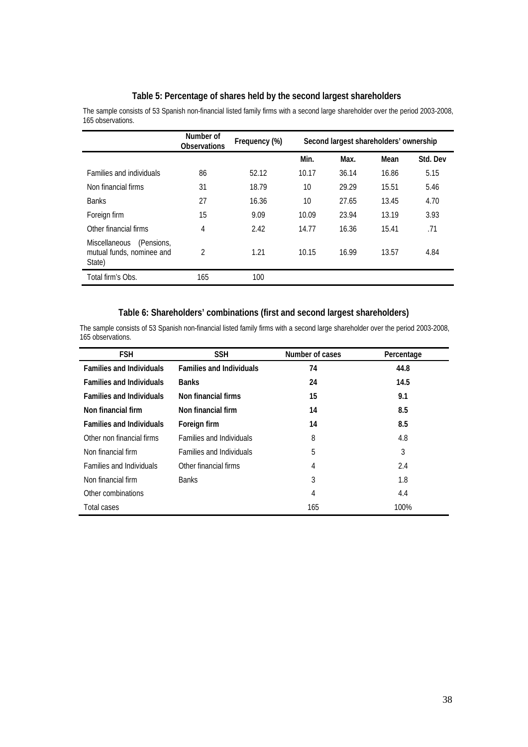## Table 5: Percentage of shares held by the second largest shareholders

The sample consists of 53 Spanish non-financial listed family firms with a second large shareholder over the period 2003-2008, 165 observations.

| | Number of Observations | Frequency (%) | Second largest shareholders' ownership | | | |
|---|---|---|---|---|---|---|
| | | | Min. | Max. | Mean | Std. Dev |
| Families and individuals | 86 | 52.12 | 10.17 | 36.14 | 16.86 | 5.15 |
| Non financial firms | 31 | 18.79 | 10 | 29.29 | 15.51 | 5.46 |
| Banks | 27 | 16.36 | 10 | 27.65 | 13.45 | 4.70 |
| Foreign firm | 15 | 9.09 | 10.09 | 23.94 | 13.19 | 3.93 |
| Other financial firms | 4 | 2.42 | 14.77 | 16.36 | 15.41 | .71 |
| Miscellaneous (Pensions, mutual funds, nominee and State) | 2 | 1.21 | 10.15 | 16.99 | 13.57 | 4.84 |
| Total firm's Obs. | 165 | 100 | | | | |

## Table 6: Shareholders' combinations (first and second largest shareholders)

The sample consists of 53 Spanish non-financial listed family firms with a second large shareholder over the period 2003-2008, 165 observations.

| FSH | SSH | Number of cases | Percentage |
|---|---|---|---|
| **Families and Individuals** | **Families and Individuals** | **74** | **44.8** |
| **Families and Individuals** | **Banks** | **24** | **14.5** |
| **Families and Individuals** | **Non financial firms** | **15** | **9.1** |
| **Non financial firm** | **Non financial firm** | **14** | **8.5** |
| **Families and Individuals** | **Foreign firm** | **14** | **8.5** |
| Other non financial firms | Families and Individuals | 8 | 4.8 |
| Non financial firm | Families and Individuals | 5 | 3 |
| Families and Individuals | Other financial firms | 4 | 2.4 |
| Non financial firm | Banks | 3 | 1.8 |
| Other combinations | | 4 | 4.4 |
| Total cases | | 165 | 100% |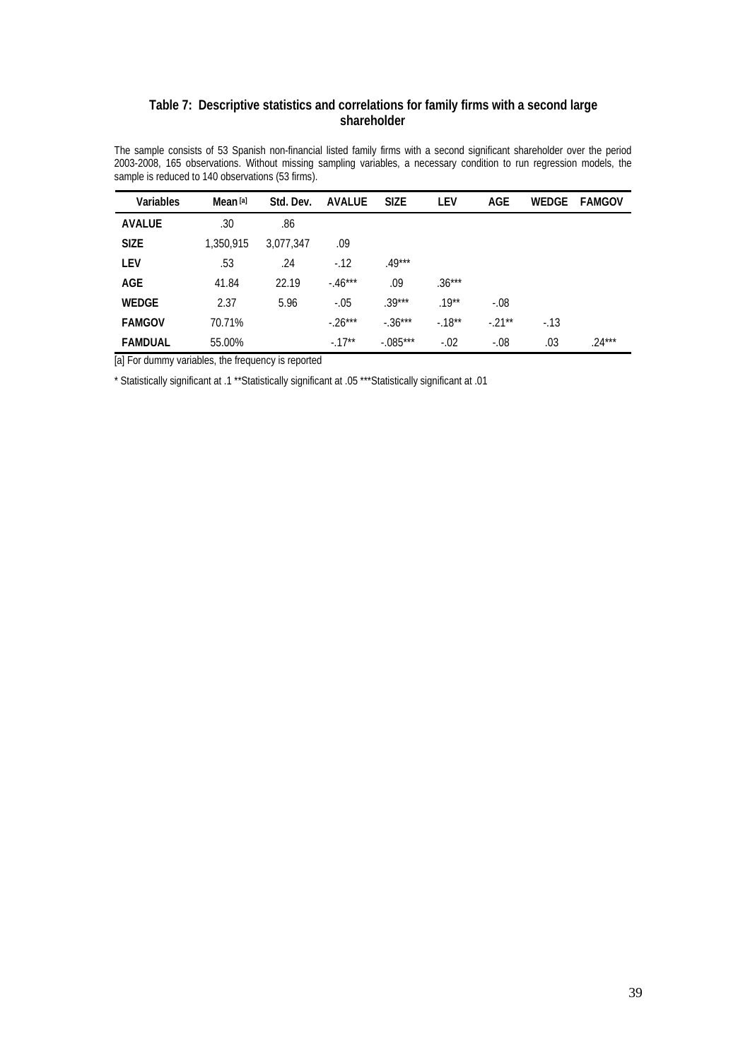### Table 7: Descriptive statistics and correlations for family firms with a second large shareholder

The sample consists of 53 Spanish non-financial listed family firms with a second significant shareholder over the period 2003-2008, 165 observations. Without missing sampling variables, a necessary condition to run regression models, the sample is reduced to 140 observations (53 firms).

| Variables | Mean [a] | Std. Dev. | AVALUE | SIZE | LEV | AGE | WEDGE | FAMGOV |
|---|---|---|---|---|---|---|---|---|
| **AVALUE** | .30 | .86 | | | | | | |
| **SIZE** | 1,350,915 | 3,077,347 | .09 | | | | | |
| **LEV** | .53 | .24 | -.12 | .49*** | | | | |
| **AGE** | 41.84 | 22.19 | -.46*** | .09 | .36*** | | | |
| **WEDGE** | 2.37 | 5.96 | -.05 | .39*** | .19** | -.08 | | |
| **FAMGOV** | 70.71% | | -.26*** | -.36*** | -.18** | -.21** | -.13 | |
| **FAMDUAL** | 55.00% | | -.17** | -.085*** | -.02 | -.08 | .03 | .24*** |

[a] For dummy variables, the frequency is reported

* Statistically significant at .1 **Statistically significant at .05 ***Statistically significant at .01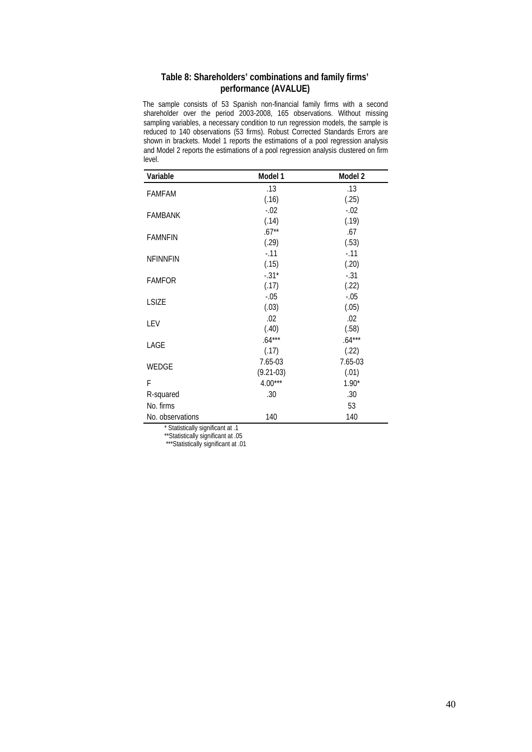### Table 8: Shareholders' combinations and family firms' performance (AVALUE)

The sample consists of 53 Spanish non-financial family firms with a second shareholder over the period 2003-2008, 165 observations. Without missing sampling variables, a necessary condition to run regression models, the sample is reduced to 140 observations (53 firms). Robust Corrected Standards Errors are shown in brackets. Model 1 reports the estimations of a pool regression analysis and Model 2 reports the estimations of a pool regression analysis clustered on firm level.

| Variable | Model 1 | Model 2 |
|---|---|---|
| FAMFAM | .13 | .13 |
| | (.16) | (.25) |
| FAMBANK | -.02 | -.02 |
| | (.14) | (.19) |
| FAMNFIN | .67** | .67 |
| | (.29) | (.53) |
| NFINNFIN | -.11 | -.11 |
| | (.15) | (.20) |
| FAMFOR | -.31* | -.31 |
| | (.17) | (.22) |
| LSIZE | -.05 | -.05 |
| | (.03) | (.05) |
| LEV | .02 | .02 |
| | (.40) | (.58) |
| LAGE | .64*** | .64*** |
| | (.17) | (.22) |
| WEDGE | 7.65-03 | 7.65-03 |
| | (9.21-03) | (.01) |
| F | 4.00*** | 1.90* |
| R-squared | .30 | .30 |
| No. firms | | 53 |
| No. observations | 140 | 140 |

\* Statistically significant at .1
\*\*Statistically significant at .05
\*\*\*Statistically significant at .01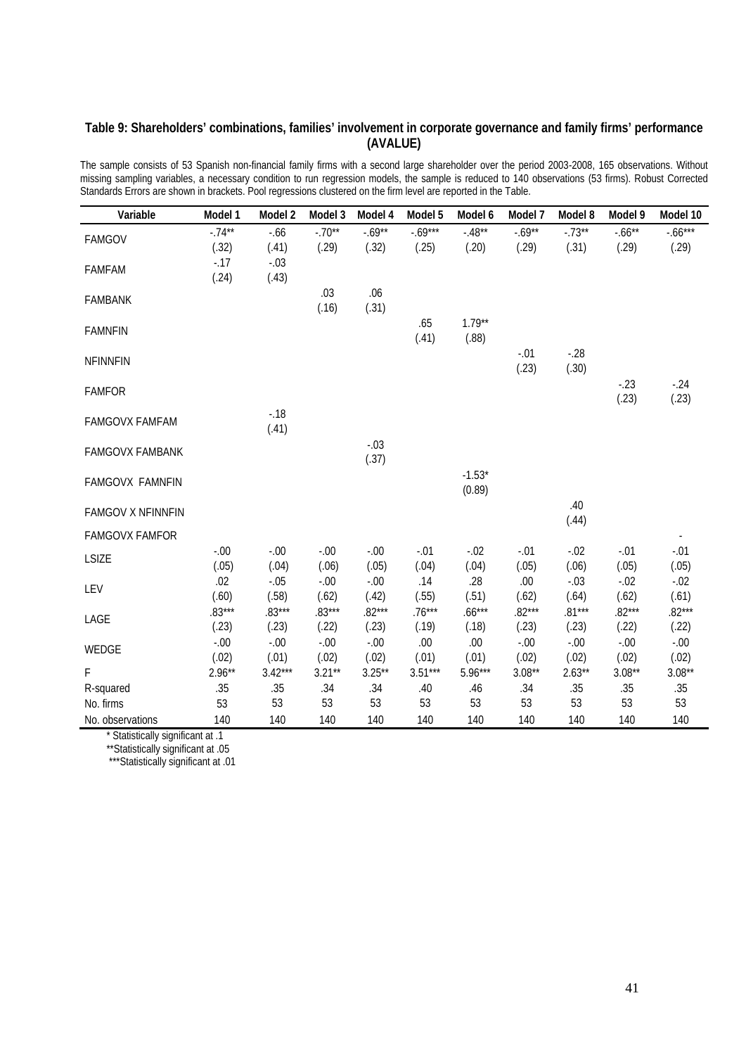**Table 9: Shareholders' combinations, families' involvement in corporate governance and family firms' performance (AVALUE)**

The sample consists of 53 Spanish non-financial family firms with a second large shareholder over the period 2003-2008, 165 observations. Without missing sampling variables, a necessary condition to run regression models, the sample is reduced to 140 observations (53 firms). Robust Corrected Standards Errors are shown in brackets. Pool regressions clustered on the firm level are reported in the Table.

| Variable | Model 1 | Model 2 | Model 3 | Model 4 | Model 5 | Model 6 | Model 7 | Model 8 | Model 9 | Model 10 |
|---|---|---|---|---|---|---|---|---|---|---|
| FAMGOV | -.74** | -.66 | -.70** | -.69** | -.69*** | -.48** | -.69** | -.73** | -.66** | -.66*** |
| | (.32) | (.41) | (.29) | (.32) | (.25) | (.20) | (.29) | (.31) | (.29) | (.29) |
| FAMFAM | -.17 | -.03 | | | | | | | | |
| | (.24) | (.43) | | | | | | | | |
| FAMBANK | | | .03 | .06 | | | | | | |
| | | | (.16) | (.31) | | | | | | |
| FAMNFIN | | | | | .65 | 1.79** | | | | |
| | | | | | (.41) | (.88) | | | | |
| NFINNFIN | | | | | | | -.01 | -.28 | | |
| | | | | | | | (.23) | (.30) | | |
| FAMFOR | | | | | | | | | -.23 | -.24 |
| | | | | | | | | | (.23) | (.23) |
| FAMGOVX FAMFAM | | -.18 | | | | | | | | |
| | | (.41) | | | | | | | | |
| FAMGOVX FAMBANK | | | | -.03 | | | | | | |
| | | | | (.37) | | | | | | |
| FAMGOVX FAMNFIN | | | | | | -1.53* | | | | |
| | | | | | | (0.89) | | | | |
| FAMGOV X NFINNFIN | | | | | | | | .40 | | |
| | | | | | | | | (.44) | | |
| FAMGOVX FAMFOR | | | | | | | | | | - |
| LSIZE | -.00 | -.00 | -.00 | -.00 | -.01 | -.02 | -.01 | -.02 | -.01 | -.01 |
| | (.05) | (.04) | (.06) | (.05) | (.04) | (.04) | (.05) | (.06) | (.05) | (.05) |
| LEV | .02 | -.05 | -.00 | -.00 | .14 | .28 | .00 | -.03 | -.02 | -.02 |
| | (.60) | (.58) | (.62) | (.42) | (.55) | (.51) | (.62) | (.64) | (.62) | (.61) |
| LAGE | .83*** | .83*** | .83*** | .82*** | .76*** | .66*** | .82*** | .81*** | .82*** | .82*** |
| | (.23) | (.23) | (.22) | (.23) | (.19) | (.18) | (.23) | (.23) | (.22) | (.22) |
| WEDGE | -.00 | -.00 | -.00 | -.00 | .00 | .00 | -.00 | -.00 | -.00 | -.00 |
| | (.02) | (.01) | (.02) | (.02) | (.01) | (.01) | (.02) | (.02) | (.02) | (.02) |
| F | 2.96** | 3.42*** | 3.21** | 3.25** | 3.51*** | 5.96*** | 3.08** | 2.63** | 3.08** | 3.08** |
| R-squared | .35 | .35 | .34 | .34 | .40 | .46 | .34 | .35 | .35 | .35 |
| No. firms | 53 | 53 | 53 | 53 | 53 | 53 | 53 | 53 | 53 | 53 |
| No. observations | 140 | 140 | 140 | 140 | 140 | 140 | 140 | 140 | 140 | 140 |

\* Statistically significant at .1

\*\*Statistically significant at .05

\*\*\*Statistically significant at .01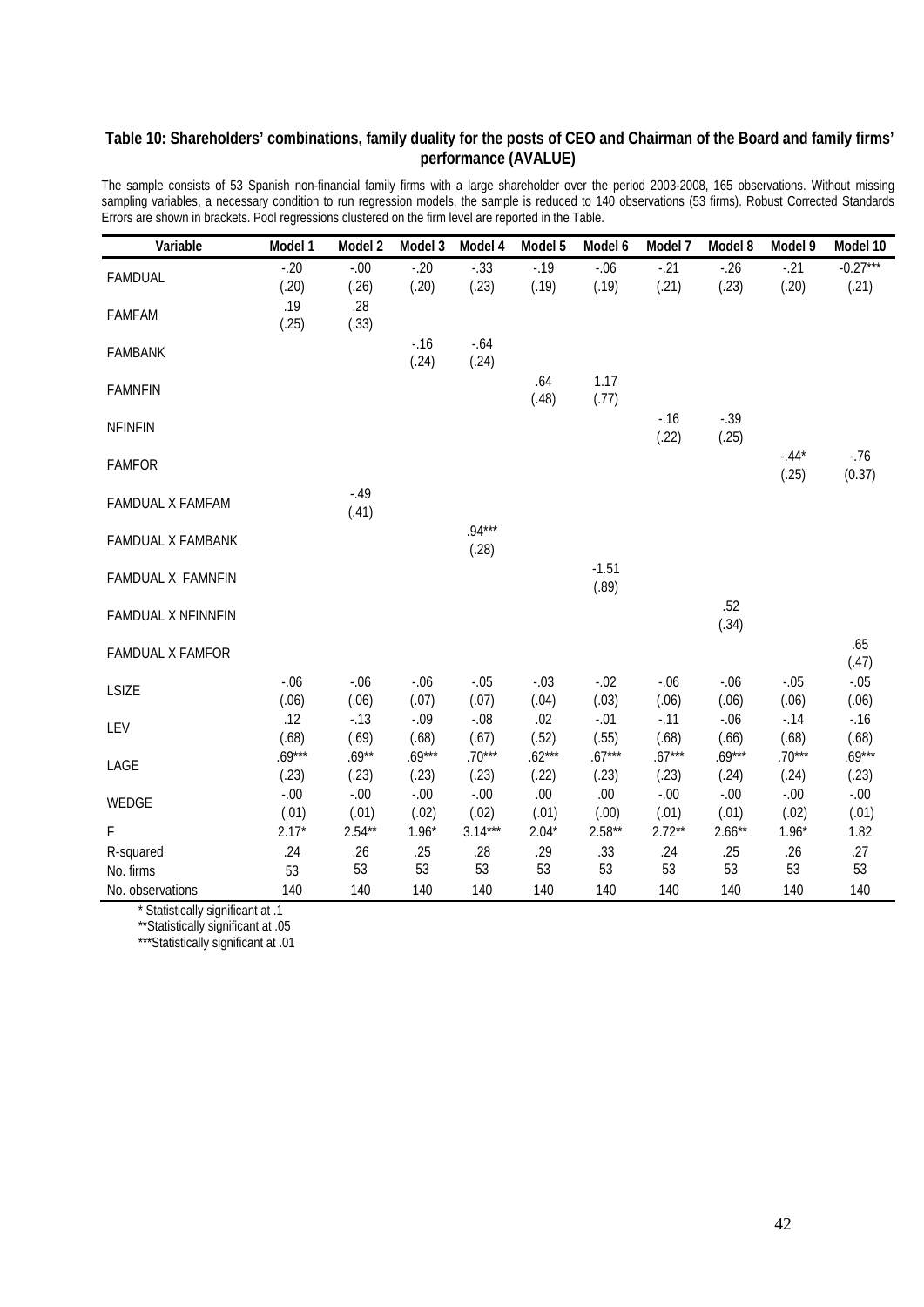**Table 10: Shareholders' combinations, family duality for the posts of CEO and Chairman of the Board and family firms' performance (AVALUE)**

The sample consists of 53 Spanish non-financial family firms with a large shareholder over the period 2003-2008, 165 observations. Without missing sampling variables, a necessary condition to run regression models, the sample is reduced to 140 observations (53 firms). Robust Corrected Standards Errors are shown in brackets. Pool regressions clustered on the firm level are reported in the Table.

| Variable | Model 1 | Model 2 | Model 3 | Model 4 | Model 5 | Model 6 | Model 7 | Model 8 | Model 9 | Model 10 |
|---|---|---|---|---|---|---|---|---|---|---|
| FAMDUAL | -.20<br>(.20) | -.00<br>(.26) | -.20<br>(.20) | -.33<br>(.23) | -.19<br>(.19) | -.06<br>(.19) | -.21<br>(.21) | -.26<br>(.23) | -.21<br>(.20) | -0.27***<br>(.21) |
| FAMFAM | .19<br>(.25) | .28<br>(.33) | | | | | | | | |
| FAMBANK | | | -.16<br>(.24) | -.64<br>(.24) | | | | | | |
| FAMNFIN | | | | | .64<br>(.48) | 1.17<br>(.77) | | | | |
| NFINFIN | | | | | | | -.16<br>(.22) | -.39<br>(.25) | | |
| FAMFOR | | | | | | | | | -.44*<br>(.25) | -.76<br>(0.37) |
| FAMDUAL X FAMFAM | | -.49<br>(.41) | | | | | | | | |
| FAMDUAL X FAMBANK | | | | .94***<br>(.28) | | | | | | |
| FAMDUAL X FAMNFIN | | | | | | -1.51<br>(.89) | | | | |
| FAMDUAL X NFINNFIN | | | | | | | | .52<br>(.34) | | |
| FAMDUAL X FAMFOR | | | | | | | | | | .65<br>(.47) |
| LSIZE | -.06<br>(.06) | -.06<br>(.06) | -.06<br>(.07) | -.05<br>(.07) | -.03<br>(.04) | -.02<br>(.03) | -.06<br>(.06) | -.06<br>(.06) | -.05<br>(.06) | -.05<br>(.06) |
| LEV | .12<br>(.68) | -.13<br>(.69) | -.09<br>(.68) | -.08<br>(.67) | .02<br>(.52) | -.01<br>(.55) | -.11<br>(.68) | -.06<br>(.66) | -.14<br>(.68) | -.16<br>(.68) |
| LAGE | .69***<br>(.23) | .69**<br>(.23) | .69***<br>(.23) | .70***<br>(.23) | .62***<br>(.22) | .67***<br>(.23) | .67***<br>(.23) | .69***<br>(.24) | .70***<br>(.24) | .69***<br>(.23) |
| WEDGE | -.00<br>(.01) | -.00<br>(.01) | -.00<br>(.02) | -.00<br>(.02) | .00<br>(.01) | .00<br>(.00) | -.00<br>(.01) | -.00<br>(.01) | -.00<br>(.02) | -.00<br>(.01) |
| F | 2.17* | 2.54** | 1.96* | 3.14*** | 2.04* | 2.58** | 2.72** | 2.66** | 1.96* | 1.82 |
| R-squared | .24 | .26 | .25 | .28 | .29 | .33 | .24 | .25 | .26 | .27 |
| No. firms | 53 | 53 | 53 | 53 | 53 | 53 | 53 | 53 | 53 | 53 |
| No. observations | 140 | 140 | 140 | 140 | 140 | 140 | 140 | 140 | 140 | 140 |

\* Statistically significant at .1
\*\*Statistically significant at .05
\*\*\*Statistically significant at .01